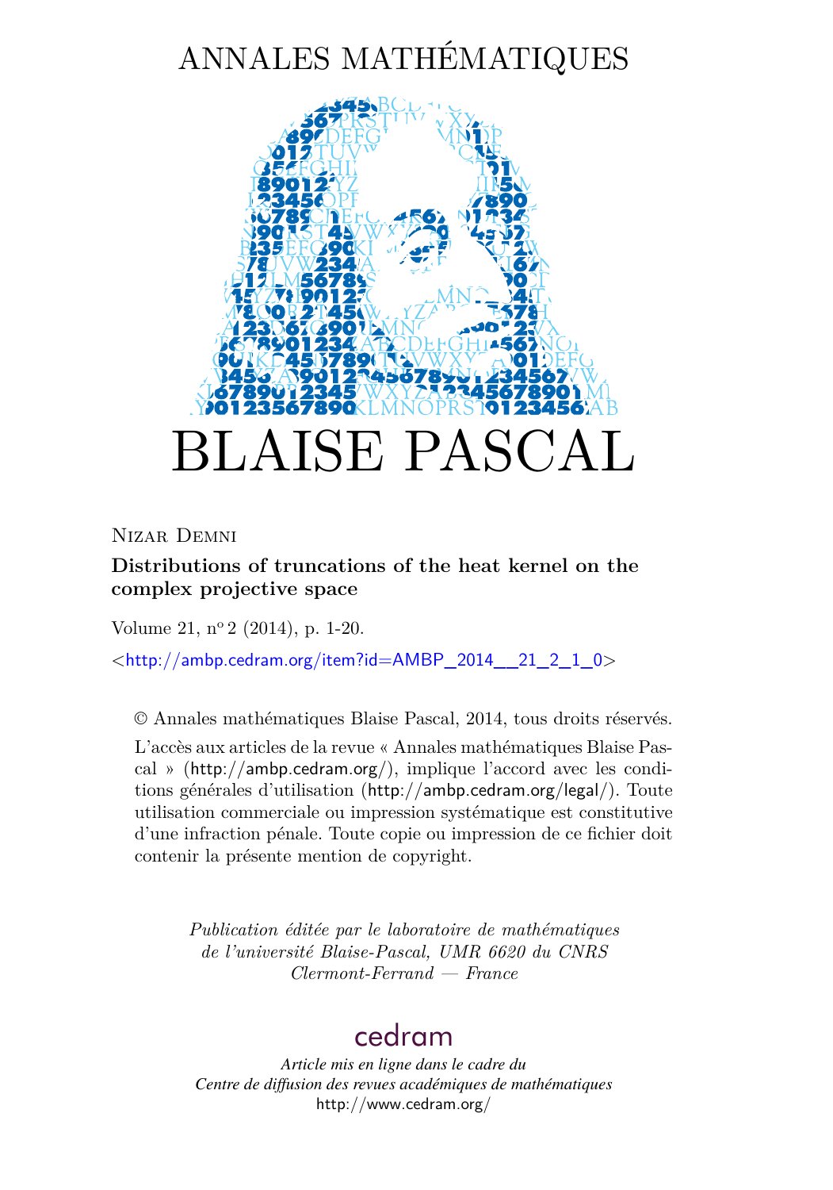# ANNALES MATHÉMATIQUES

# BLAISE PASCAL

Nizar Demni

**Distributions of truncations of the heat kernel on the complex projective space**

Volume 21, n$^{o}$ 2 (2014), p. 1-20.

<http://ambp.cedram.org/item?id=AMBP_2014__21_2_1_0>

© Annales mathématiques Blaise Pascal, 2014, tous droits réservés.

L'accès aux articles de la revue « Annales mathématiques Blaise Pascal » (http://ambp.cedram.org/), implique l'accord avec les conditions générales d'utilisation (http://ambp.cedram.org/legal/). Toute utilisation commerciale ou impression systématique est constitutive d'une infraction pénale. Toute copie ou impression de ce fichier doit contenir la présente mention de copyright.

*Publication éditée par le laboratoire de mathématiques de l'université Blaise-Pascal, UMR 6620 du CNRS Clermont-Ferrand — France*

cedram

*Article mis en ligne dans le cadre du Centre de diffusion des revues académiques de mathématiques*
http://www.cedram.org/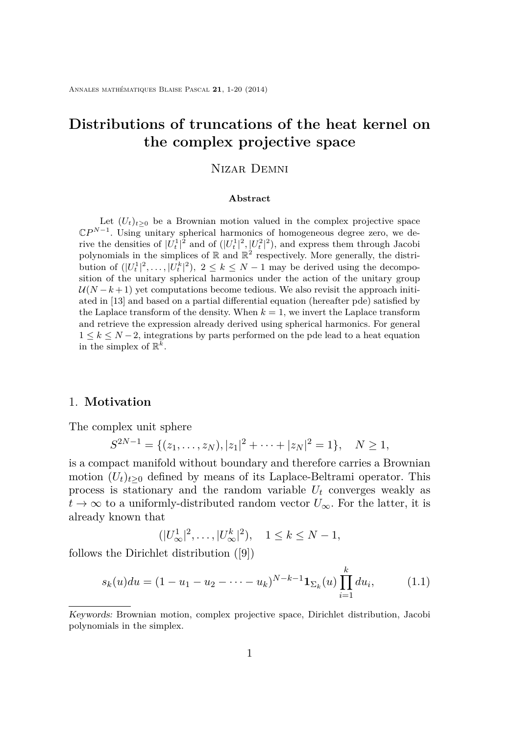# Distributions of truncations of the heat kernel on the complex projective space

Nizar Demni

**Abstract**

Let $(U_t)_{t\geq 0}$ be a Brownian motion valued in the complex projective space $\mathbb{C}P^{N-1}$. Using unitary spherical harmonics of homogeneous degree zero, we derive the densities of $|U_t^1|^2$ and of $(|U_t^1|^2, |U_t^2|^2)$, and express them through Jacobi polynomials in the simplices of $\mathbb{R}$ and $\mathbb{R}^2$ respectively. More generally, the distribution of $(|U_t^1|^2, \dots, |U_t^k|^2)$, $2 \leq k \leq N-1$ may be derived using the decomposition of the unitary spherical harmonics under the action of the unitary group $\mathcal{U}(N-k+1)$ yet computations become tedious. We also revisit the approach initiated in [13] and based on a partial differential equation (hereafter pde) satisfied by the Laplace transform of the density. When $k=1$, we invert the Laplace transform and retrieve the expression already derived using spherical harmonics. For general $1 \leq k \leq N-2$, integrations by parts performed on the pde lead to a heat equation in the simplex of $\mathbb{R}^k$.

## 1. Motivation

The complex unit sphere

$$S^{2N-1} = \{(z_1, \dots, z_N), |z_1|^2 + \dots + |z_N|^2 = 1\}, \quad N \geq 1,$$

is a compact manifold without boundary and therefore carries a Brownian motion $(U_t)_{t\geq 0}$ defined by means of its Laplace-Beltrami operator. This process is stationary and the random variable $U_t$ converges weakly as $t \to \infty$ to a uniformly-distributed random vector $U_\infty$. For the latter, it is already known that

$$(|U_\infty^1|^2, \dots, |U_\infty^k|^2), \quad 1 \leq k \leq N-1,$$

follows the Dirichlet distribution ([9])

$$s_k(u)du = (1 - u_1 - u_2 - \dots - u_k)^{N-k-1} \mathbf{1}_{\Sigma_k}(u) \prod_{i=1}^{k} du_i, \tag{1.1}$$

*Keywords:* Brownian motion, complex projective space, Dirichlet distribution, Jacobi polynomials in the simplex.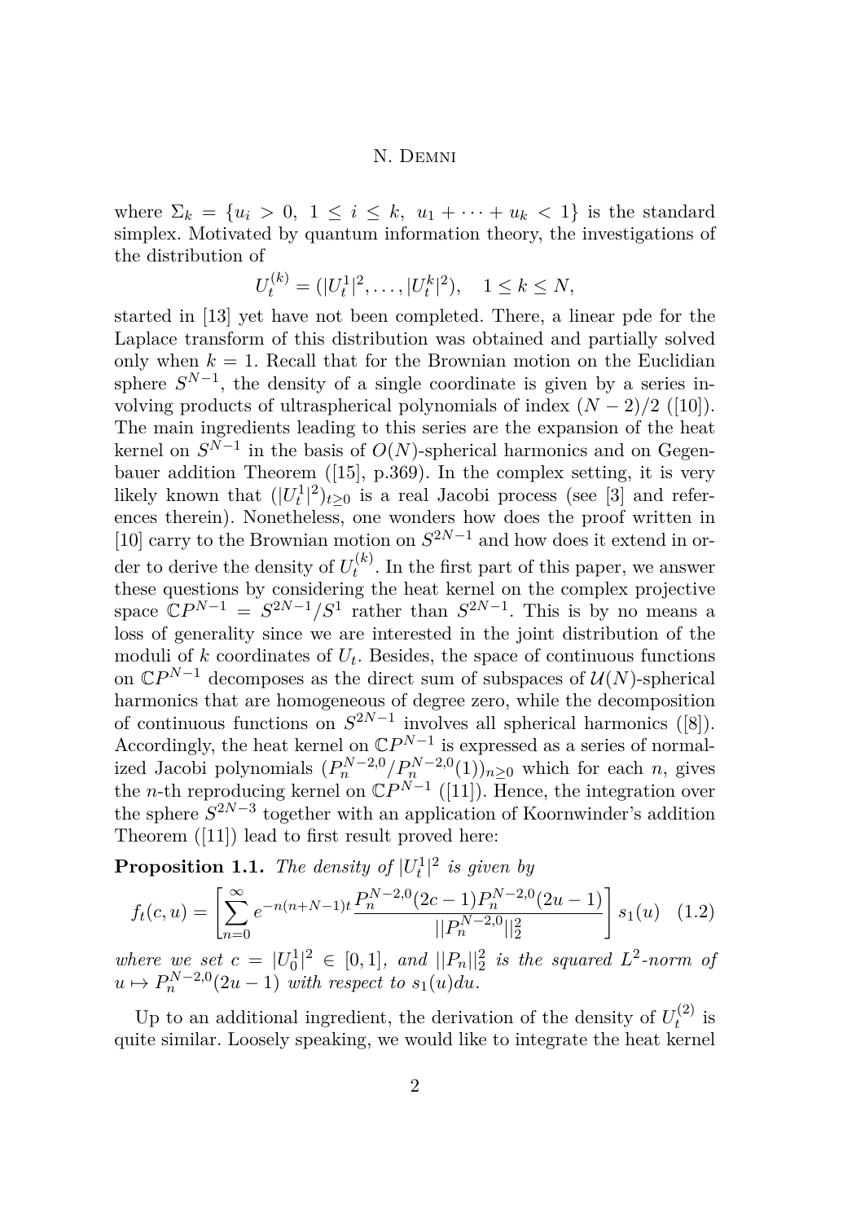where $\Sigma_k = \{u_i > 0,\ 1 \leq i \leq k,\ u_1 + \cdots + u_k < 1\}$ is the standard simplex. Motivated by quantum information theory, the investigations of the distribution of

$$U_t^{(k)} = (|U_t^1|^2, \ldots, |U_t^k|^2), \quad 1 \leq k \leq N,$$

started in [13] yet have not been completed. There, a linear pde for the Laplace transform of this distribution was obtained and partially solved only when $k = 1$. Recall that for the Brownian motion on the Euclidian sphere $S^{N-1}$, the density of a single coordinate is given by a series involving products of ultraspherical polynomials of index $(N-2)/2$ ([10]). The main ingredients leading to this series are the expansion of the heat kernel on $S^{N-1}$ in the basis of $O(N)$-spherical harmonics and on Gegenbauer addition Theorem ([15], p.369). In the complex setting, it is very likely known that $(|U_t^1|^2)_{t\geq 0}$ is a real Jacobi process (see [3] and references therein). Nonetheless, one wonders how does the proof written in [10] carry to the Brownian motion on $S^{2N-1}$ and how does it extend in order to derive the density of $U_t^{(k)}$. In the first part of this paper, we answer these questions by considering the heat kernel on the complex projective space $\mathbb{C}P^{N-1} = S^{2N-1}/S^1$ rather than $S^{2N-1}$. This is by no means a loss of generality since we are interested in the joint distribution of the moduli of $k$ coordinates of $U_t$. Besides, the space of continuous functions on $\mathbb{C}P^{N-1}$ decomposes as the direct sum of subspaces of $\mathcal{U}(N)$-spherical harmonics that are homogeneous of degree zero, while the decomposition of continuous functions on $S^{2N-1}$ involves all spherical harmonics ([8]). Accordingly, the heat kernel on $\mathbb{C}P^{N-1}$ is expressed as a series of normalized Jacobi polynomials $(P_n^{N-2,0}/P_n^{N-2,0}(1))_{n\geq 0}$ which for each $n$, gives the $n$-th reproducing kernel on $\mathbb{C}P^{N-1}$ ([11]). Hence, the integration over the sphere $S^{2N-3}$ together with an application of Koornwinder's addition Theorem ([11]) lead to first result proved here:

**Proposition 1.1.** *The density of $|U_t^1|^2$ is given by*

$$f_t(c,u) = \left[\sum_{n=0}^{\infty} e^{-n(n+N-1)t} \frac{P_n^{N-2,0}(2c-1)P_n^{N-2,0}(2u-1)}{||P_n^{N-2,0}||_2^2}\right] s_1(u) \quad (1.2)$$

*where we set $c = |U_0^1|^2 \in [0,1]$, and $||P_n||_2^2$ is the squared $L^2$-norm of $u \mapsto P_n^{N-2,0}(2u-1)$ with respect to $s_1(u)du$.*

Up to an additional ingredient, the derivation of the density of $U_t^{(2)}$ is quite similar. Loosely speaking, we would like to integrate the heat kernel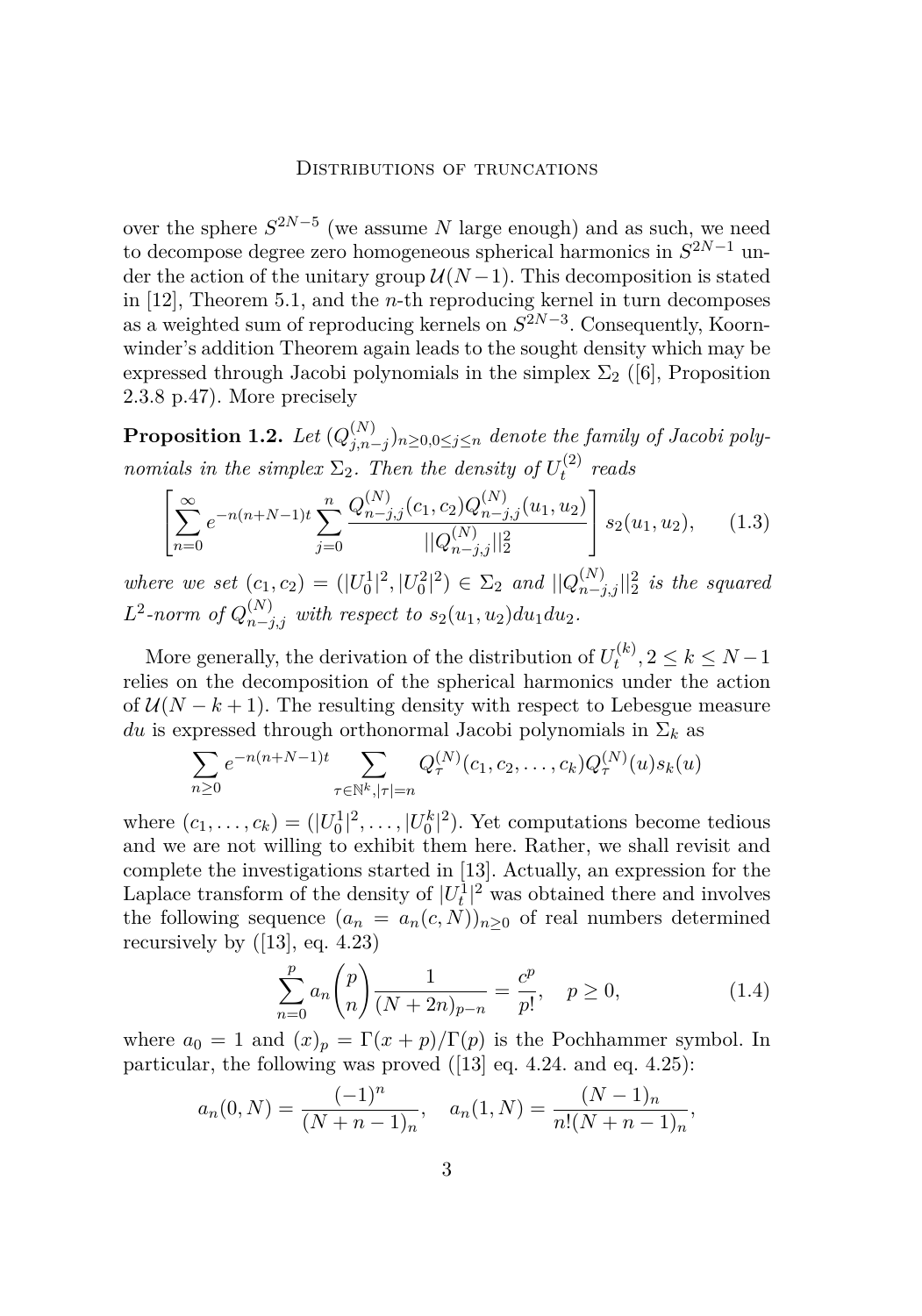over the sphere $S^{2N-5}$ (we assume $N$ large enough) and as such, we need to decompose degree zero homogeneous spherical harmonics in $S^{2N-1}$ under the action of the unitary group $\mathcal{U}(N-1)$. This decomposition is stated in [12], Theorem 5.1, and the $n$-th reproducing kernel in turn decomposes as a weighted sum of reproducing kernels on $S^{2N-3}$. Consequently, Koornwinder's addition Theorem again leads to the sought density which may be expressed through Jacobi polynomials in the simplex $\Sigma_2$ ([6], Proposition 2.3.8 p.47). More precisely

**Proposition 1.2.** *Let $(Q_{j,n-j}^{(N)})_{n\geq 0, 0\leq j\leq n}$ denote the family of Jacobi polynomials in the simplex $\Sigma_2$. Then the density of $U_t^{(2)}$ reads*

$$\left[\sum_{n=0}^{\infty} e^{-n(n+N-1)t} \sum_{j=0}^{n} \frac{Q_{n-j,j}^{(N)}(c_1,c_2) Q_{n-j,j}^{(N)}(u_1,u_2)}{||Q_{n-j,j}^{(N)}||_2^2}\right] s_2(u_1,u_2), \tag{1.3}$$

*where we set $(c_1, c_2) = (|U_0^1|^2, |U_0^2|^2) \in \Sigma_2$ and $||Q_{n-j,j}^{(N)}||_2^2$ is the squared $L^2$-norm of $Q_{n-j,j}^{(N)}$ with respect to $s_2(u_1,u_2)du_1du_2$.*

More generally, the derivation of the distribution of $U_t^{(k)}, 2 \leq k \leq N-1$ relies on the decomposition of the spherical harmonics under the action of $\mathcal{U}(N-k+1)$. The resulting density with respect to Lebesgue measure $du$ is expressed through orthonormal Jacobi polynomials in $\Sigma_k$ as

$$\sum_{n\geq 0} e^{-n(n+N-1)t} \sum_{\tau\in\mathbb{N}^k, |\tau|=n} Q_\tau^{(N)}(c_1, c_2, \ldots, c_k) Q_\tau^{(N)}(u) s_k(u)$$

where $(c_1, \ldots, c_k) = (|U_0^1|^2, \ldots, |U_0^k|^2)$. Yet computations become tedious and we are not willing to exhibit them here. Rather, we shall revisit and complete the investigations started in [13]. Actually, an expression for the Laplace transform of the density of $|U_t^1|^2$ was obtained there and involves the following sequence $(a_n = a_n(c, N))_{n\geq 0}$ of real numbers determined recursively by ([13], eq. 4.23)

$$\sum_{n=0}^{p} a_n \binom{p}{n} \frac{1}{(N+2n)_{p-n}} = \frac{c^p}{p!}, \quad p \geq 0, \tag{1.4}$$

where $a_0 = 1$ and $(x)_p = \Gamma(x+p)/\Gamma(p)$ is the Pochhammer symbol. In particular, the following was proved ([13] eq. 4.24. and eq. 4.25):

$$a_n(0, N) = \frac{(-1)^n}{(N+n-1)_n}, \quad a_n(1, N) = \frac{(N-1)_n}{n!(N+n-1)_n},$$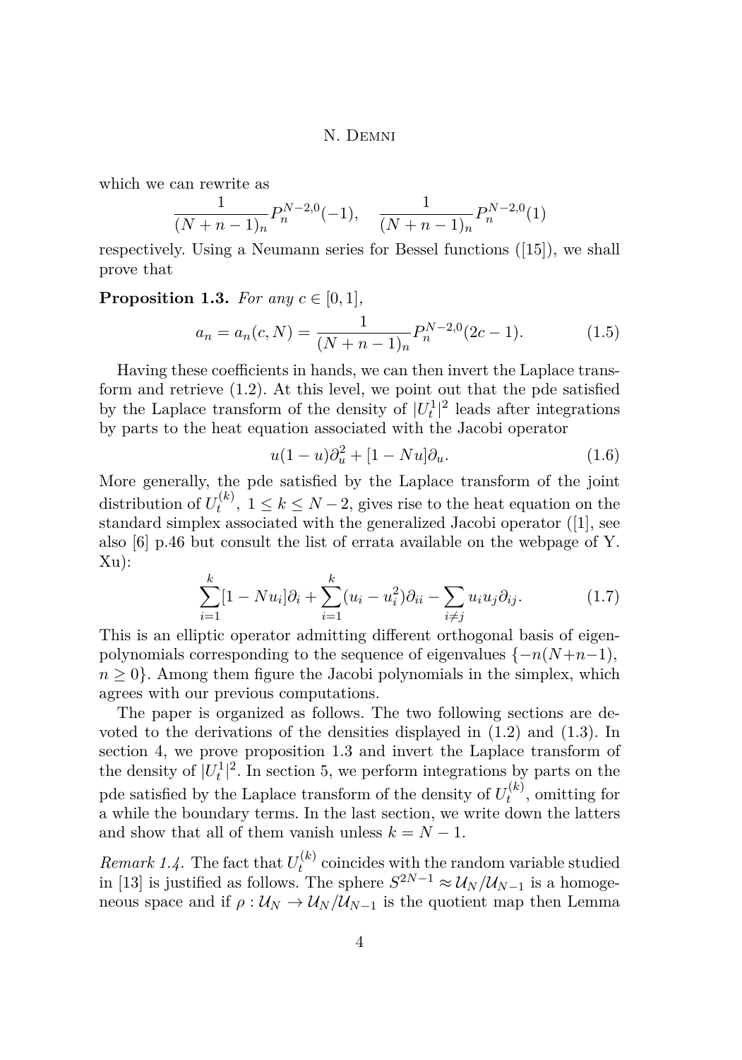which we can rewrite as

$$\frac{1}{(N+n-1)_n}P_n^{N-2,0}(-1), \quad \frac{1}{(N+n-1)_n}P_n^{N-2,0}(1)$$

respectively. Using a Neumann series for Bessel functions ([15]), we shall prove that

**Proposition 1.3.** *For any $c \in [0,1]$,*

$$a_n = a_n(c,N) = \frac{1}{(N+n-1)_n}P_n^{N-2,0}(2c-1). \tag{1.5}$$

Having these coefficients in hands, we can then invert the Laplace transform and retrieve (1.2). At this level, we point out that the pde satisfied by the Laplace transform of the density of $|U_t^1|^2$ leads after integrations by parts to the heat equation associated with the Jacobi operator

$$u(1-u)\partial_u^2 + [1-Nu]\partial_u. \tag{1.6}$$

More generally, the pde satisfied by the Laplace transform of the joint distribution of $U_t^{(k)}$, $1 \leq k \leq N-2$, gives rise to the heat equation on the standard simplex associated with the generalized Jacobi operator ([1], see also [6] p.46 but consult the list of errata available on the webpage of Y. Xu):

$$\sum_{i=1}^{k}[1-Nu_i]\partial_i + \sum_{i=1}^{k}(u_i - u_i^2)\partial_{ii} - \sum_{i \neq j} u_i u_j \partial_{ij}. \tag{1.7}$$

This is an elliptic operator admitting different orthogonal basis of eigenpolynomials corresponding to the sequence of eigenvalues $\{-n(N+n-1), n \geq 0\}$. Among them figure the Jacobi polynomials in the simplex, which agrees with our previous computations.

The paper is organized as follows. The two following sections are devoted to the derivations of the densities displayed in (1.2) and (1.3). In section 4, we prove proposition 1.3 and invert the Laplace transform of the density of $|U_t^1|^2$. In section 5, we perform integrations by parts on the pde satisfied by the Laplace transform of the density of $U_t^{(k)}$, omitting for a while the boundary terms. In the last section, we write down the latters and show that all of them vanish unless $k = N-1$.

*Remark 1.4.* The fact that $U_t^{(k)}$ coincides with the random variable studied in [13] is justified as follows. The sphere $S^{2N-1} \approx \mathcal{U}_N/\mathcal{U}_{N-1}$ is a homogeneous space and if $\rho : \mathcal{U}_N \to \mathcal{U}_N/\mathcal{U}_{N-1}$ is the quotient map then Lemma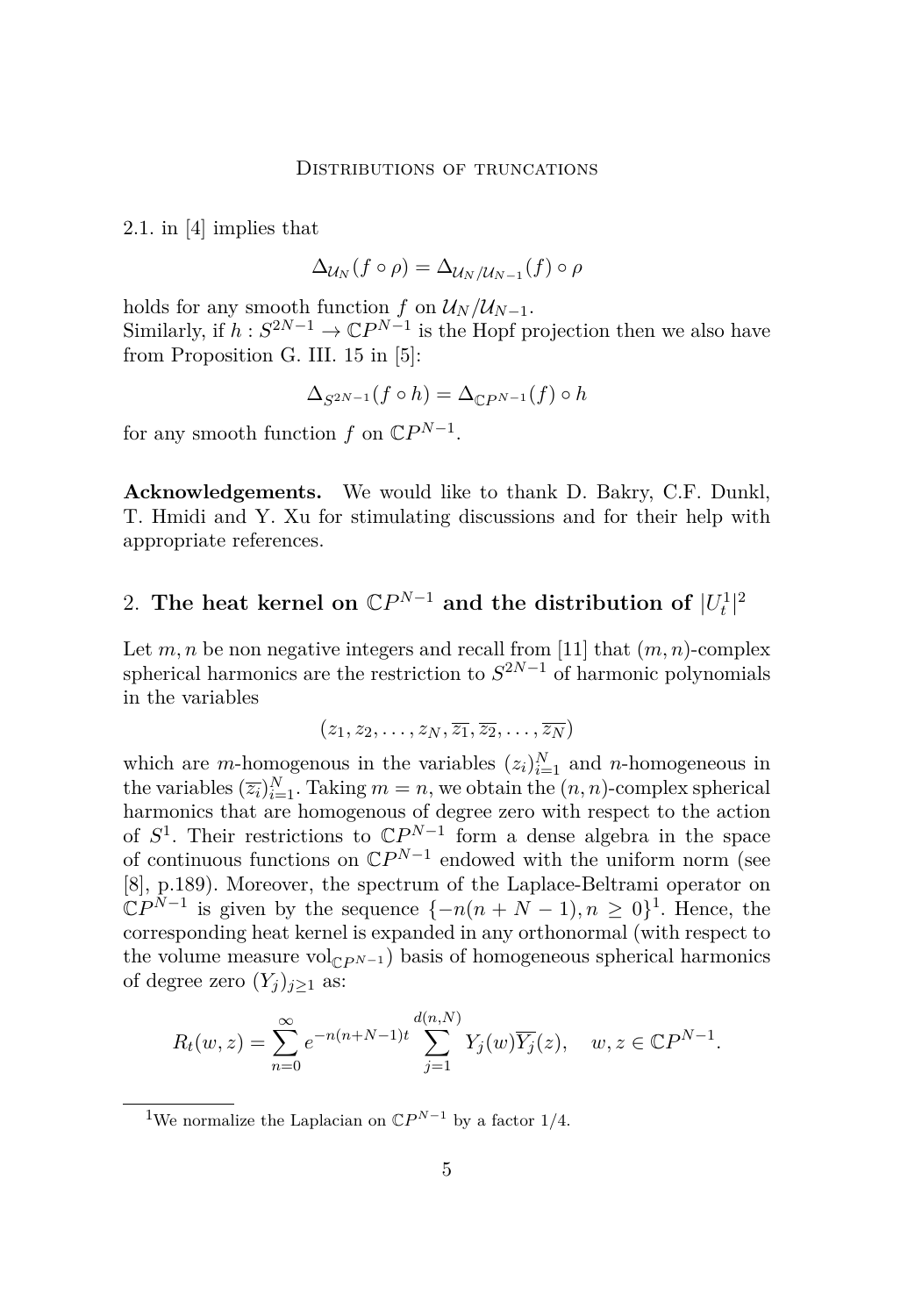2.1. in [4] implies that

$$\Delta_{\mathcal{U}_N}(f \circ \rho) = \Delta_{\mathcal{U}_N/\mathcal{U}_{N-1}}(f) \circ \rho$$

holds for any smooth function $f$ on $\mathcal{U}_N/\mathcal{U}_{N-1}$.
Similarly, if $h : S^{2N-1} \to \mathbb{C}P^{N-1}$ is the Hopf projection then we also have from Proposition G. III. 15 in [5]:

$$\Delta_{S^{2N-1}}(f \circ h) = \Delta_{\mathbb{C}P^{N-1}}(f) \circ h$$

for any smooth function $f$ on $\mathbb{C}P^{N-1}$.

**Acknowledgements.** We would like to thank D. Bakry, C.F. Dunkl, T. Hmidi and Y. Xu for stimulating discussions and for their help with appropriate references.

## 2. The heat kernel on $\mathbb{C}P^{N-1}$ and the distribution of $|U_t^1|^2$

Let $m, n$ be non negative integers and recall from [11] that $(m, n)$-complex spherical harmonics are the restriction to $S^{2N-1}$ of harmonic polynomials in the variables

$$(z_1, z_2, \ldots, z_N, \overline{z_1}, \overline{z_2}, \ldots, \overline{z_N})$$

which are $m$-homogenous in the variables $(z_i)_{i=1}^N$ and $n$-homogeneous in the variables $(\overline{z_i})_{i=1}^N$. Taking $m = n$, we obtain the $(n, n)$-complex spherical harmonics that are homogenous of degree zero with respect to the action of $S^1$. Their restrictions to $\mathbb{C}P^{N-1}$ form a dense algebra in the space of continuous functions on $\mathbb{C}P^{N-1}$ endowed with the uniform norm (see [8], p.189). Moreover, the spectrum of the Laplace-Beltrami operator on $\mathbb{C}P^{N-1}$ is given by the sequence $\{-n(n + N - 1), n \geq 0\}$[1]. Hence, the corresponding heat kernel is expanded in any orthonormal (with respect to the volume measure $\mathrm{vol}_{\mathbb{C}P^{N-1}}$) basis of homogeneous spherical harmonics of degree zero $(Y_j)_{j\geq 1}$ as:

$$R_t(w, z) = \sum_{n=0}^{\infty} e^{-n(n+N-1)t} \sum_{j=1}^{d(n,N)} Y_j(w)\overline{Y_j}(z), \quad w, z \in \mathbb{C}P^{N-1}.$$

[1] We normalize the Laplacian on $\mathbb{C}P^{N-1}$ by a factor 1/4.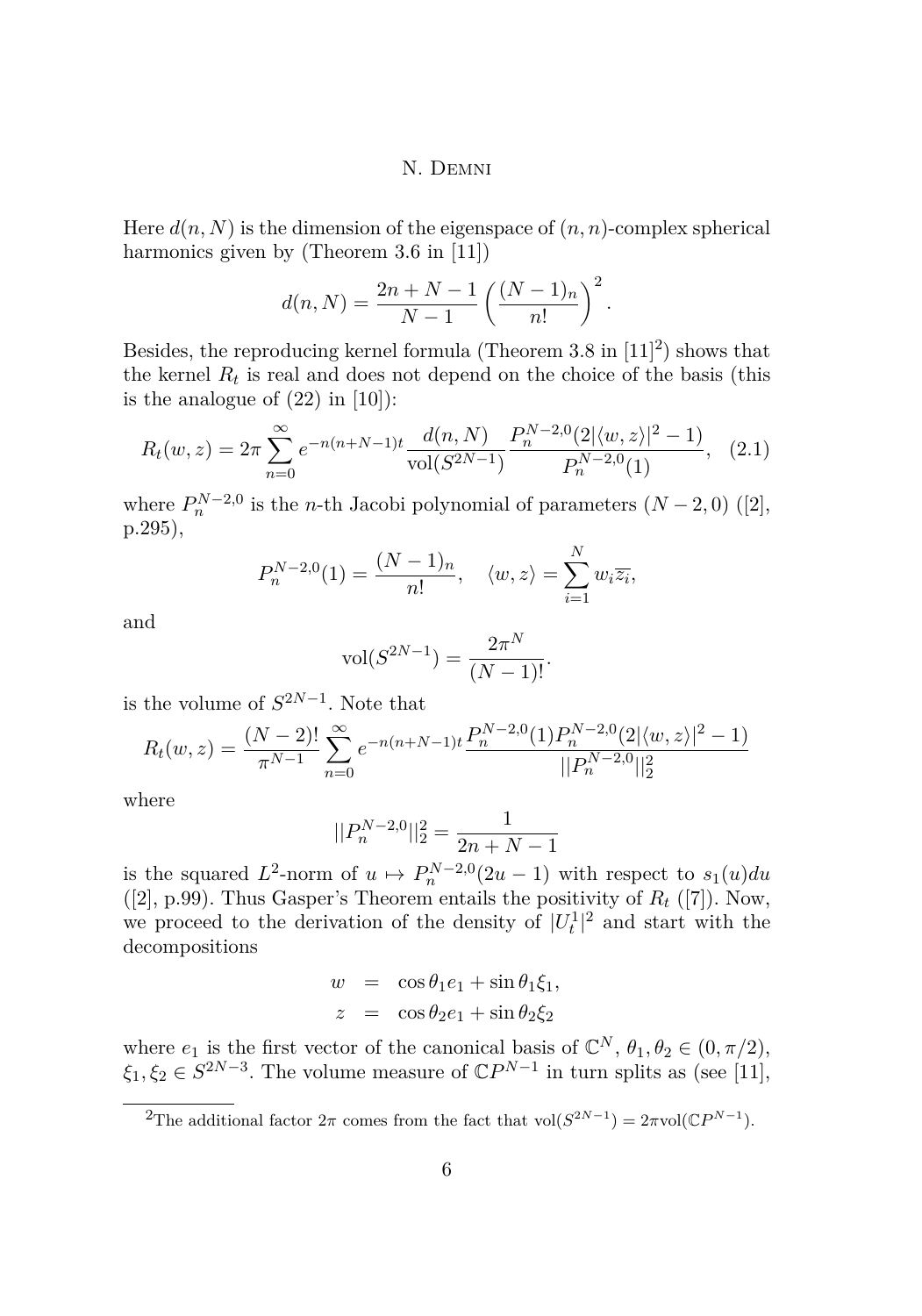Here $d(n, N)$ is the dimension of the eigenspace of $(n, n)$-complex spherical harmonics given by (Theorem 3.6 in [11])

$$d(n, N) = \frac{2n + N - 1}{N - 1}\left(\frac{(N-1)_n}{n!}\right)^2.$$

Besides, the reproducing kernel formula (Theorem 3.8 in [11][2]) shows that the kernel $R_t$ is real and does not depend on the choice of the basis (this is the analogue of (22) in [10]):

$$R_t(w, z) = 2\pi \sum_{n=0}^{\infty} e^{-n(n+N-1)t} \frac{d(n, N)}{\text{vol}(S^{2N-1})} \frac{P_n^{N-2,0}(2|\langle w, z\rangle|^2 - 1)}{P_n^{N-2,0}(1)}, \quad (2.1)$$

where $P_n^{N-2,0}$ is the $n$-th Jacobi polynomial of parameters $(N-2, 0)$ ([2], p.295),

$$P_n^{N-2,0}(1) = \frac{(N-1)_n}{n!}, \quad \langle w, z\rangle = \sum_{i=1}^{N} w_i \overline{z_i},$$

and

$$\text{vol}(S^{2N-1}) = \frac{2\pi^N}{(N-1)!}.$$

is the volume of $S^{2N-1}$. Note that

$$R_t(w, z) = \frac{(N-2)!}{\pi^{N-1}} \sum_{n=0}^{\infty} e^{-n(n+N-1)t} \frac{P_n^{N-2,0}(1) P_n^{N-2,0}(2|\langle w, z\rangle|^2 - 1)}{||P_n^{N-2,0}||_2^2}$$

where

$$||P_n^{N-2,0}||_2^2 = \frac{1}{2n + N - 1}$$

is the squared $L^2$-norm of $u \mapsto P_n^{N-2,0}(2u-1)$ with respect to $s_1(u)du$ ([2], p.99). Thus Gasper's Theorem entails the positivity of $R_t$ ([7]). Now, we proceed to the derivation of the density of $|U_t^1|^2$ and start with the decompositions

$$\begin{aligned} w &= \cos\theta_1 e_1 + \sin\theta_1 \xi_1, \\ z &= \cos\theta_2 e_1 + \sin\theta_2 \xi_2 \end{aligned}$$

where $e_1$ is the first vector of the canonical basis of $\mathbb{C}^N$, $\theta_1, \theta_2 \in (0, \pi/2)$, $\xi_1, \xi_2 \in S^{2N-3}$. The volume measure of $\mathbb{C}P^{N-1}$ in turn splits as (see [11],

[2]The additional factor $2\pi$ comes from the fact that $\text{vol}(S^{2N-1}) = 2\pi \text{vol}(\mathbb{C}P^{N-1})$.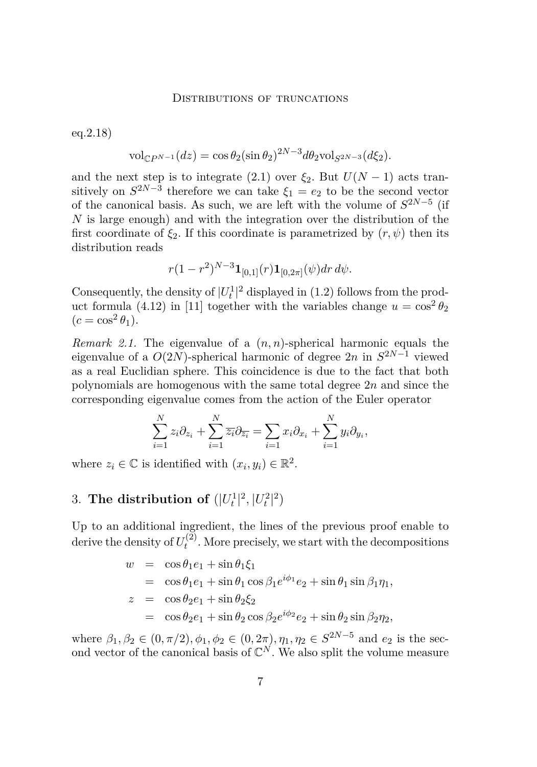eq.2.18)

$$\mathrm{vol}_{\mathbb{C}P^{N-1}}(dz) = \cos\theta_2(\sin\theta_2)^{2N-3}d\theta_2 \mathrm{vol}_{S^{2N-3}}(d\xi_2).$$

and the next step is to integrate (2.1) over $\xi_2$. But $U(N-1)$ acts transitively on $S^{2N-3}$ therefore we can take $\xi_1 = e_2$ to be the second vector of the canonical basis. As such, we are left with the volume of $S^{2N-5}$ (if $N$ is large enough) and with the integration over the distribution of the first coordinate of $\xi_2$. If this coordinate is parametrized by $(r, \psi)$ then its distribution reads

$$r(1-r^2)^{N-3}\mathbf{1}_{[0,1]}(r)\mathbf{1}_{[0,2\pi]}(\psi)dr\, d\psi.$$

Consequently, the density of $|U_t^1|^2$ displayed in (1.2) follows from the product formula (4.12) in [11] together with the variables change $u = \cos^2\theta_2$ ($c = \cos^2\theta_1$).

*Remark 2.1.* The eigenvalue of a $(n,n)$-spherical harmonic equals the eigenvalue of a $O(2N)$-spherical harmonic of degree $2n$ in $S^{2N-1}$ viewed as a real Euclidian sphere. This coincidence is due to the fact that both polynomials are homogenous with the same total degree $2n$ and since the corresponding eigenvalue comes from the action of the Euler operator

$$\sum_{i=1}^{N} z_i\partial_{z_i} + \sum_{i=1}^{N} \overline{z_i}\partial_{\overline{z_i}} = \sum_{i=1} x_i\partial_{x_i} + \sum_{i=1}^{N} y_i\partial_{y_i},$$

where $z_i \in \mathbb{C}$ is identified with $(x_i, y_i) \in \mathbb{R}^2$.

## 3. The distribution of $(|U_t^1|^2, |U_t^2|^2)$

Up to an additional ingredient, the lines of the previous proof enable to derive the density of $U_t^{(2)}$. More precisely, we start with the decompositions

$$\begin{aligned}
w &= \cos\theta_1 e_1 + \sin\theta_1\xi_1 \\
&= \cos\theta_1 e_1 + \sin\theta_1\cos\beta_1 e^{i\phi_1}e_2 + \sin\theta_1\sin\beta_1\eta_1, \\
z &= \cos\theta_2 e_1 + \sin\theta_2\xi_2 \\
&= \cos\theta_2 e_1 + \sin\theta_2\cos\beta_2 e^{i\phi_2}e_2 + \sin\theta_2\sin\beta_2\eta_2,
\end{aligned}$$

where $\beta_1, \beta_2 \in (0, \pi/2), \phi_1, \phi_2 \in (0, 2\pi), \eta_1, \eta_2 \in S^{2N-5}$ and $e_2$ is the second vector of the canonical basis of $\mathbb{C}^N$. We also split the volume measure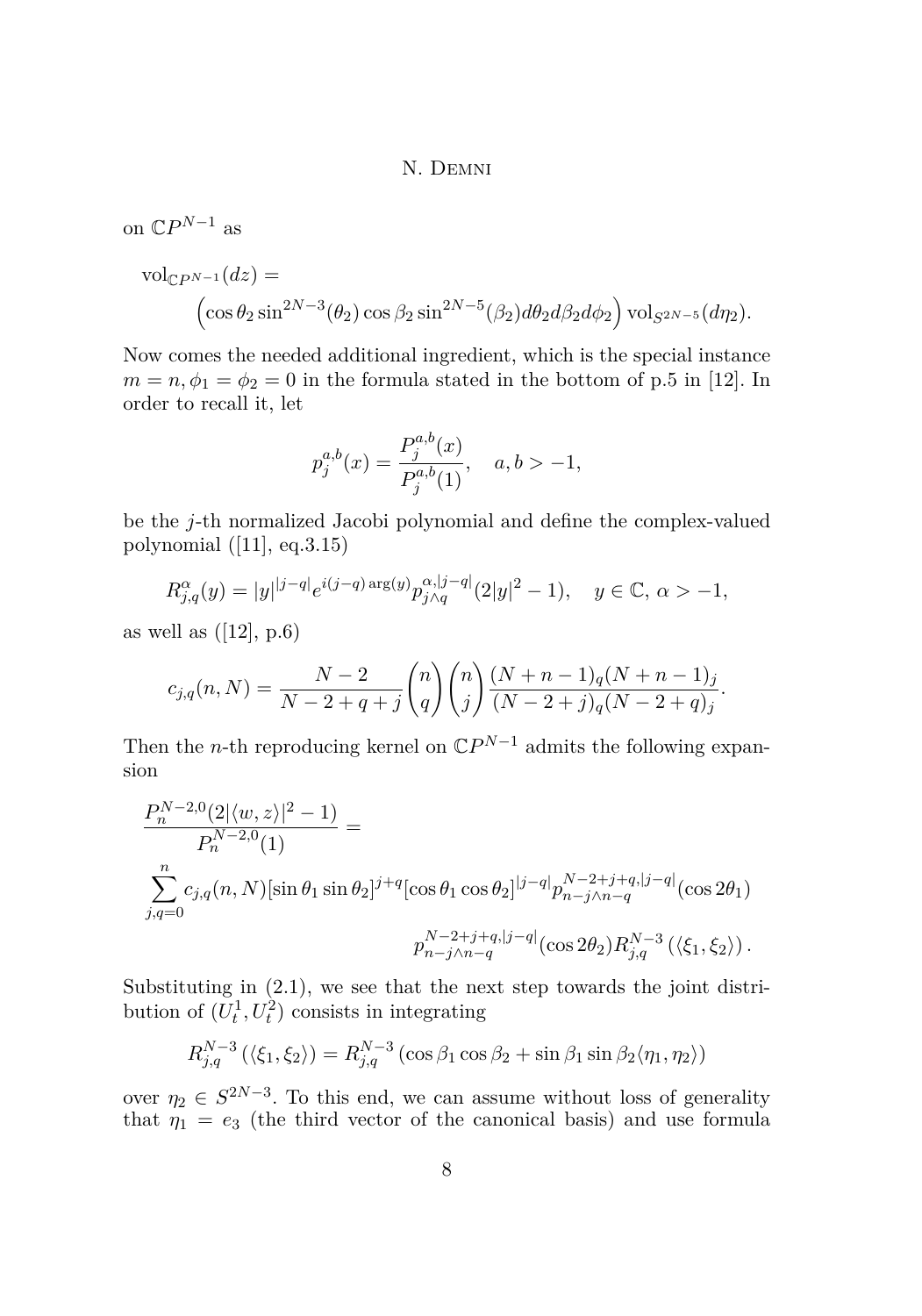on $\mathbb{C}P^{N-1}$ as

$$\mathrm{vol}_{\mathbb{C}P^{N-1}}(dz) = \left(\cos\theta_2 \sin^{2N-3}(\theta_2)\cos\beta_2 \sin^{2N-5}(\beta_2) d\theta_2 d\beta_2 d\phi_2\right) \mathrm{vol}_{S^{2N-5}}(d\eta_2).$$

Now comes the needed additional ingredient, which is the special instance $m = n, \phi_1 = \phi_2 = 0$ in the formula stated in the bottom of p.5 in [12]. In order to recall it, let

$$p_j^{a,b}(x) = \frac{P_j^{a,b}(x)}{P_j^{a,b}(1)}, \quad a, b > -1,$$

be the $j$-th normalized Jacobi polynomial and define the complex-valued polynomial ([11], eq.3.15)

$$R_{j,q}^{\alpha}(y) = |y|^{|j-q|} e^{i(j-q)\arg(y)} p_{j\wedge q}^{\alpha,|j-q|}(2|y|^2 - 1), \quad y \in \mathbb{C},\, \alpha > -1,$$

as well as ([12], p.6)

$$c_{j,q}(n, N) = \frac{N-2}{N-2+q+j}\binom{n}{q}\binom{n}{j}\frac{(N+n-1)_q(N+n-1)_j}{(N-2+j)_q(N-2+q)_j}.$$

Then the $n$-th reproducing kernel on $\mathbb{C}P^{N-1}$ admits the following expansion

$$\frac{P_n^{N-2,0}(2|\langle w, z\rangle|^2 - 1)}{P_n^{N-2,0}(1)} = \sum_{j,q=0}^{n} c_{j,q}(n, N)[\sin\theta_1 \sin\theta_2]^{j+q}[\cos\theta_1\cos\theta_2]^{|j-q|} p_{n-j\wedge n-q}^{N-2+j+q,|j-q|}(\cos 2\theta_1) \\ p_{n-j\wedge n-q}^{N-2+j+q,|j-q|}(\cos 2\theta_2) R_{j,q}^{N-3}\left(\langle \xi_1, \xi_2\rangle\right).$$

Substituting in (2.1), we see that the next step towards the joint distribution of $(U_t^1, U_t^2)$ consists in integrating

$$R_{j,q}^{N-3}\left(\langle \xi_1, \xi_2\rangle\right) = R_{j,q}^{N-3}\left(\cos\beta_1\cos\beta_2 + \sin\beta_1\sin\beta_2\langle \eta_1, \eta_2\rangle\right)$$

over $\eta_2 \in S^{2N-3}$. To this end, we can assume without loss of generality that $\eta_1 = e_3$ (the third vector of the canonical basis) and use formula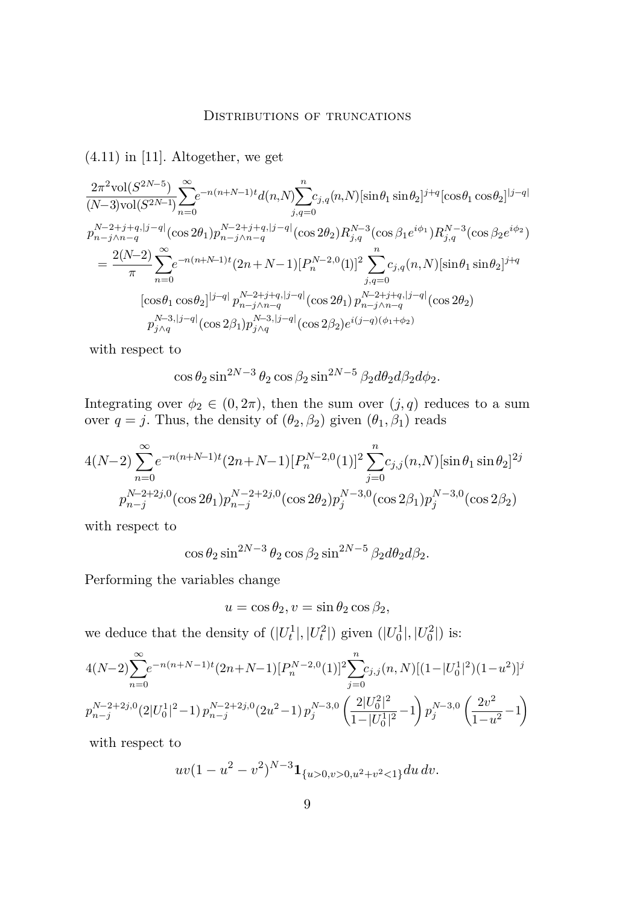(4.11) in [11]. Altogether, we get

$$\frac{2\pi^2 \mathrm{vol}(S^{2N-5})}{(N-3)\mathrm{vol}(S^{2N-1})}\sum_{n=0}^{\infty} e^{-n(n+N-1)t} d(n,N)\sum_{j,q=0}^{n} c_{j,q}(n,N)[\sin\theta_1\sin\theta_2]^{j+q}[\cos\theta_1\cos\theta_2]^{|j-q|}$$
$$p_{n-j\wedge n-q}^{N-2+j+q,|j-q|}(\cos 2\theta_1)p_{n-j\wedge n-q}^{N-2+j+q,|j-q|}(\cos 2\theta_2)R_{j,q}^{N-3}(\cos\beta_1 e^{i\phi_1})R_{j,q}^{N-3}(\cos\beta_2 e^{i\phi_2})$$
$$= \frac{2(N-2)}{\pi}\sum_{n=0}^{\infty} e^{-n(n+N-1)t}(2n+N-1)[P_n^{N-2,0}(1)]^2\sum_{j,q=0}^{n} c_{j,q}(n,N)[\sin\theta_1\sin\theta_2]^{j+q}$$
$$[\cos\theta_1\cos\theta_2]^{|j-q|}\, p_{n-j\wedge n-q}^{N-2+j+q,|j-q|}(\cos 2\theta_1)\, p_{n-j\wedge n-q}^{N-2+j+q,|j-q|}(\cos 2\theta_2)$$
$$p_{j\wedge q}^{N-3,|j-q|}(\cos 2\beta_1)p_{j\wedge q}^{N-3,|j-q|}(\cos 2\beta_2)e^{i(j-q)(\phi_1+\phi_2)}$$

with respect to

$$\cos\theta_2\sin^{2N-3}\theta_2\cos\beta_2\sin^{2N-5}\beta_2 d\theta_2 d\beta_2 d\phi_2.$$

Integrating over $\phi_2 \in (0,2\pi)$, then the sum over $(j,q)$ reduces to a sum over $q=j$. Thus, the density of $(\theta_2,\beta_2)$ given $(\theta_1,\beta_1)$ reads

$$4(N-2)\sum_{n=0}^{\infty} e^{-n(n+N-1)t}(2n+N-1)[P_n^{N-2,0}(1)]^2\sum_{j=0}^{n} c_{j,j}(n,N)[\sin\theta_1\sin\theta_2]^{2j}$$
$$p_{n-j}^{N-2+2j,0}(\cos 2\theta_1)p_{n-j}^{N-2+2j,0}(\cos 2\theta_2)p_j^{N-3,0}(\cos 2\beta_1)p_j^{N-3,0}(\cos 2\beta_2)$$

with respect to

$$\cos\theta_2\sin^{2N-3}\theta_2\cos\beta_2\sin^{2N-5}\beta_2 d\theta_2 d\beta_2.$$

Performing the variables change

$$u = \cos\theta_2, v = \sin\theta_2\cos\beta_2,$$

we deduce that the density of $(|U_t^1|,|U_t^2|)$ given $(|U_0^1|,|U_0^2|)$ is:

$$4(N-2)\sum_{n=0}^{\infty} e^{-n(n+N-1)t}(2n+N-1)[P_n^{N-2,0}(1)]^2\sum_{j=0}^{n} c_{j,j}(n,N)[(1-|U_0^1|^2)(1-u^2)]^j$$
$$p_{n-j}^{N-2+2j,0}(2|U_0^1|^2-1)\, p_{n-j}^{N-2+2j,0}(2u^2-1)\, p_j^{N-3,0}\left(\frac{2|U_0^2|^2}{1-|U_0^1|^2}-1\right) p_j^{N-3,0}\left(\frac{2v^2}{1-u^2}-1\right)$$

with respect to

$$uv(1-u^2-v^2)^{N-3}\mathbf{1}_{\{u>0,v>0,u^2+v^2<1\}}du\,dv.$$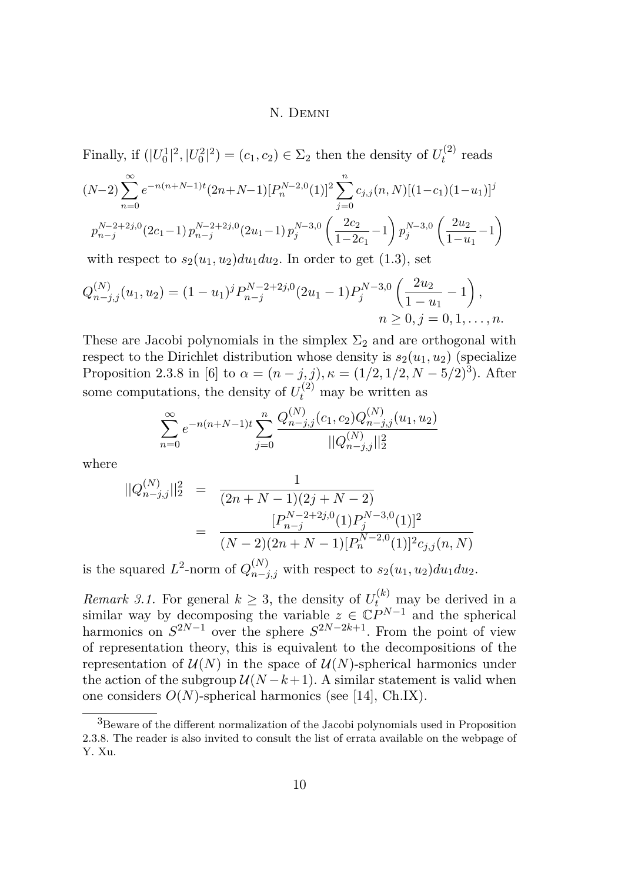Finally, if $(|U_0^1|^2, |U_0^2|^2) = (c_1, c_2) \in \Sigma_2$ then the density of $U_t^{(2)}$ reads

$$(N-2)\sum_{n=0}^{\infty} e^{-n(n+N-1)t}(2n+N-1)[P_n^{N-2,0}(1)]^2 \sum_{j=0}^{n} c_{j,j}(n,N)[(1-c_1)(1-u_1)]^j$$
$$p_{n-j}^{N-2+2j,0}(2c_1-1)\, p_{n-j}^{N-2+2j,0}(2u_1-1)\, p_j^{N-3,0}\left(\frac{2c_2}{1-2c_1}-1\right) p_j^{N-3,0}\left(\frac{2u_2}{1-u_1}-1\right)$$

with respect to $s_2(u_1, u_2)du_1du_2$. In order to get (1.3), set

$$Q_{n-j,j}^{(N)}(u_1, u_2) = (1-u_1)^j P_{n-j}^{N-2+2j,0}(2u_1-1) P_j^{N-3,0}\left(\frac{2u_2}{1-u_1}-1\right),$$
$$n \geq 0, j = 0, 1, \ldots, n.$$

These are Jacobi polynomials in the simplex $\Sigma_2$ and are orthogonal with respect to the Dirichlet distribution whose density is $s_2(u_1, u_2)$ (specialize Proposition 2.3.8 in [6] to $\alpha = (n-j, j), \kappa = (1/2, 1/2, N-5/2)$[3]). After some computations, the density of $U_t^{(2)}$ may be written as

$$\sum_{n=0}^{\infty} e^{-n(n+N-1)t} \sum_{j=0}^{n} \frac{Q_{n-j,j}^{(N)}(c_1, c_2) Q_{n-j,j}^{(N)}(u_1, u_2)}{||Q_{n-j,j}^{(N)}||_2^2}$$

where

$$\begin{aligned} ||Q_{n-j,j}^{(N)}||_2^2 &= \frac{1}{(2n+N-1)(2j+N-2)} \\ &= \frac{[P_{n-j}^{N-2+2j,0}(1) P_j^{N-3,0}(1)]^2}{(N-2)(2n+N-1)[P_n^{N-2,0}(1)]^2 c_{j,j}(n,N)} \end{aligned}$$

is the squared $L^2$-norm of $Q_{n-j,j}^{(N)}$ with respect to $s_2(u_1, u_2)du_1du_2$.

*Remark 3.1.* For general $k \geq 3$, the density of $U_t^{(k)}$ may be derived in a similar way by decomposing the variable $z \in \mathbb{C}P^{N-1}$ and the spherical harmonics on $S^{2N-1}$ over the sphere $S^{2N-2k+1}$. From the point of view of representation theory, this is equivalent to the decompositions of the representation of $\mathcal{U}(N)$ in the space of $\mathcal{U}(N)$-spherical harmonics under the action of the subgroup $\mathcal{U}(N-k+1)$. A similar statement is valid when one considers $O(N)$-spherical harmonics (see [14], Ch.IX).

---

[3] Beware of the different normalization of the Jacobi polynomials used in Proposition 2.3.8. The reader is also invited to consult the list of errata available on the webpage of Y. Xu.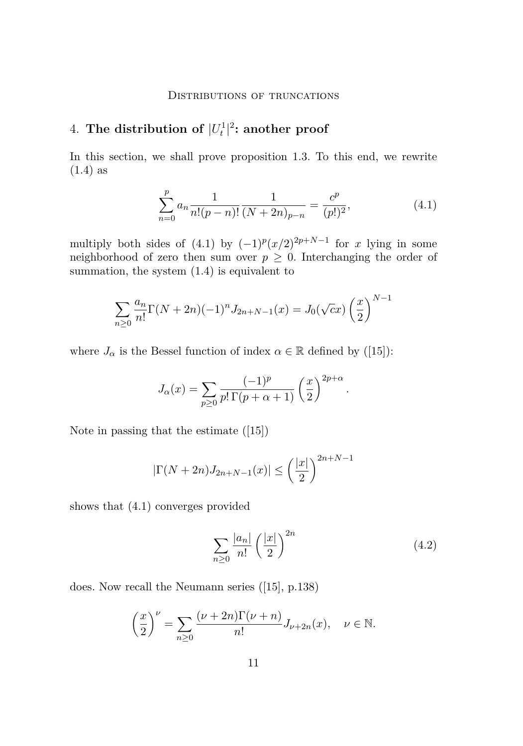## 4. The distribution of $|U_t^1|^2$: another proof

In this section, we shall prove proposition 1.3. To this end, we rewrite (1.4) as

$$\sum_{n=0}^{p} a_n \frac{1}{n!(p-n)!} \frac{1}{(N+2n)_{p-n}} = \frac{c^p}{(p!)^2}, \tag{4.1}$$

multiply both sides of (4.1) by $(-1)^p(x/2)^{2p+N-1}$ for $x$ lying in some neighborhood of zero then sum over $p \geq 0$. Interchanging the order of summation, the system (1.4) is equivalent to

$$\sum_{n\geq 0} \frac{a_n}{n!}\Gamma(N+2n)(-1)^n J_{2n+N-1}(x) = J_0(\sqrt{c}x)\left(\frac{x}{2}\right)^{N-1}$$

where $J_\alpha$ is the Bessel function of index $\alpha \in \mathbb{R}$ defined by ([15]):

$$J_\alpha(x) = \sum_{p\geq 0} \frac{(-1)^p}{p!\,\Gamma(p+\alpha+1)}\left(\frac{x}{2}\right)^{2p+\alpha}.$$

Note in passing that the estimate ([15])

$$|\Gamma(N+2n)J_{2n+N-1}(x)| \leq \left(\frac{|x|}{2}\right)^{2n+N-1}$$

shows that (4.1) converges provided

$$\sum_{n\geq 0} \frac{|a_n|}{n!}\left(\frac{|x|}{2}\right)^{2n} \tag{4.2}$$

does. Now recall the Neumann series ([15], p.138)

$$\left(\frac{x}{2}\right)^{\nu} = \sum_{n\geq 0} \frac{(\nu+2n)\Gamma(\nu+n)}{n!} J_{\nu+2n}(x), \quad \nu \in \mathbb{N}.$$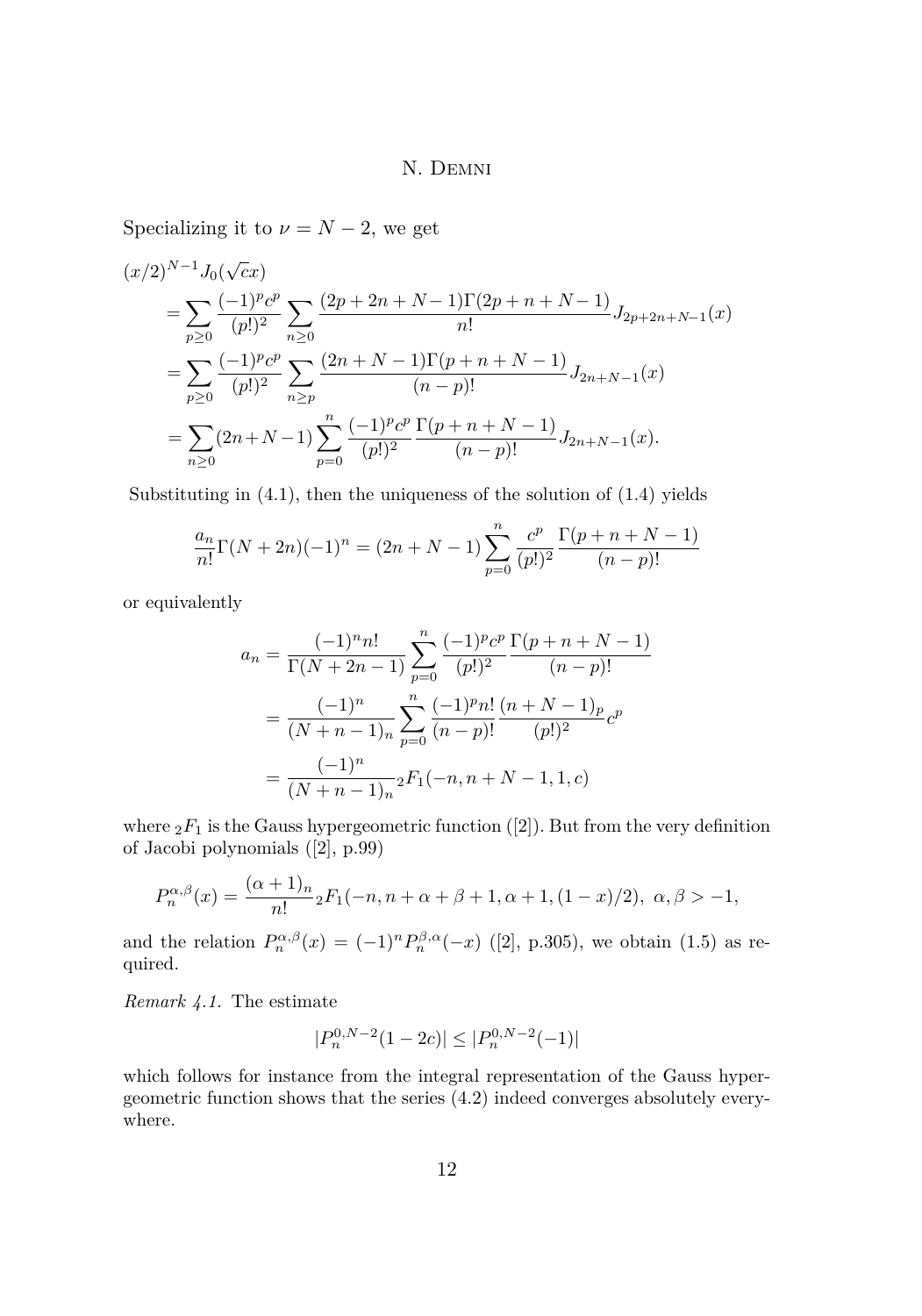Specializing it to $\nu = N-2$, we get

$$
\begin{aligned}
(x/2)^{N-1} & J_0(\sqrt{c}x) \\
&= \sum_{p\geq 0} \frac{(-1)^p c^p}{(p!)^2} \sum_{n\geq 0} \frac{(2p+2n+N-1)\Gamma(2p+n+N-1)}{n!} J_{2p+2n+N-1}(x) \\
&= \sum_{p\geq 0} \frac{(-1)^p c^p}{(p!)^2} \sum_{n\geq p} \frac{(2n+N-1)\Gamma(p+n+N-1)}{(n-p)!} J_{2n+N-1}(x) \\
&= \sum_{n\geq 0} (2n+N-1) \sum_{p=0}^{n} \frac{(-1)^p c^p}{(p!)^2} \frac{\Gamma(p+n+N-1)}{(n-p)!} J_{2n+N-1}(x).
\end{aligned}
$$

Substituting in (4.1), then the uniqueness of the solution of (1.4) yields

$$
\frac{a_n}{n!}\Gamma(N+2n)(-1)^n = (2n+N-1)\sum_{p=0}^{n} \frac{c^p}{(p!)^2} \frac{\Gamma(p+n+N-1)}{(n-p)!}
$$

or equivalently

$$
\begin{aligned}
a_n &= \frac{(-1)^n n!}{\Gamma(N+2n-1)} \sum_{p=0}^{n} \frac{(-1)^p c^p}{(p!)^2} \frac{\Gamma(p+n+N-1)}{(n-p)!} \\
&= \frac{(-1)^n}{(N+n-1)_n} \sum_{p=0}^{n} \frac{(-1)^p n!}{(n-p)!} \frac{(n+N-1)_p}{(p!)^2} c^p \\
&= \frac{(-1)^n}{(N+n-1)_n} {}_2F_1(-n, n+N-1, 1, c)
\end{aligned}
$$

where ${}_2F_1$ is the Gauss hypergeometric function ([2]). But from the very definition of Jacobi polynomials ([2], p.99)

$$
P_n^{\alpha,\beta}(x) = \frac{(\alpha+1)_n}{n!} {}_2F_1(-n, n+\alpha+\beta+1, \alpha+1, (1-x)/2), \ \alpha, \beta > -1,
$$

and the relation $P_n^{\alpha,\beta}(x) = (-1)^n P_n^{\beta,\alpha}(-x)$ ([2], p.305), we obtain (1.5) as required.

*Remark 4.1.* The estimate

$$
|P_n^{0,N-2}(1-2c)| \leq |P_n^{0,N-2}(-1)|
$$

which follows for instance from the integral representation of the Gauss hypergeometric function shows that the series (4.2) indeed converges absolutely everywhere.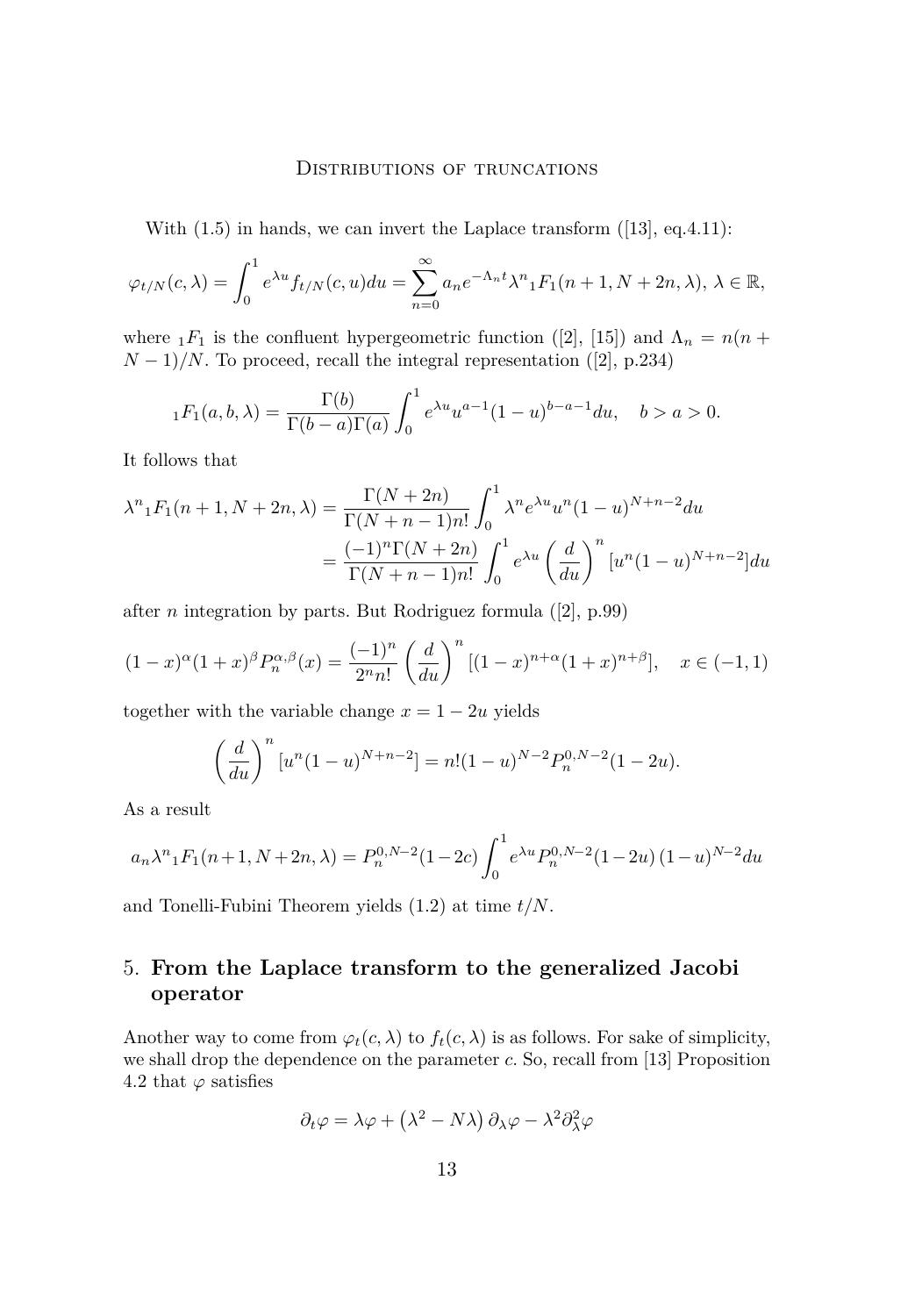With (1.5) in hands, we can invert the Laplace transform ([13], eq.4.11):

$$\varphi_{t/N}(c,\lambda) = \int_0^1 e^{\lambda u} f_{t/N}(c,u)du = \sum_{n=0}^{\infty} a_n e^{-\Lambda_n t}\lambda^n {}_1F_1(n+1, N+2n, \lambda),\ \lambda \in \mathbb{R},$$

where ${}_1F_1$ is the confluent hypergeometric function ([2], [15]) and $\Lambda_n = n(n+N-1)/N$. To proceed, recall the integral representation ([2], p.234)

$${}_1F_1(a,b,\lambda) = \frac{\Gamma(b)}{\Gamma(b-a)\Gamma(a)}\int_0^1 e^{\lambda u}u^{a-1}(1-u)^{b-a-1}du, \quad b > a > 0.$$

It follows that

$$\begin{aligned}
\lambda^n {}_1F_1(n+1, N+2n, \lambda) &= \frac{\Gamma(N+2n)}{\Gamma(N+n-1)n!}\int_0^1 \lambda^n e^{\lambda u}u^n(1-u)^{N+n-2}du \\
&= \frac{(-1)^n\Gamma(N+2n)}{\Gamma(N+n-1)n!}\int_0^1 e^{\lambda u}\left(\frac{d}{du}\right)^n [u^n(1-u)^{N+n-2}]du
\end{aligned}$$

after $n$ integration by parts. But Rodriguez formula ([2], p.99)

$$(1-x)^{\alpha}(1+x)^{\beta}P_n^{\alpha,\beta}(x) = \frac{(-1)^n}{2^n n!}\left(\frac{d}{du}\right)^n [(1-x)^{n+\alpha}(1+x)^{n+\beta}], \quad x \in (-1,1)$$

together with the variable change $x = 1-2u$ yields

$$\left(\frac{d}{du}\right)^n [u^n(1-u)^{N+n-2}] = n!(1-u)^{N-2}P_n^{0,N-2}(1-2u).$$

As a result

$$a_n\lambda^n {}_1F_1(n+1, N+2n, \lambda) = P_n^{0,N-2}(1-2c)\int_0^1 e^{\lambda u}P_n^{0,N-2}(1-2u)\,(1-u)^{N-2}du$$

and Tonelli-Fubini Theorem yields (1.2) at time $t/N$.

## 5. From the Laplace transform to the generalized Jacobi operator

Another way to come from $\varphi_t(c,\lambda)$ to $f_t(c,\lambda)$ is as follows. For sake of simplicity, we shall drop the dependence on the parameter $c$. So, recall from [13] Proposition 4.2 that $\varphi$ satisfies

$$\partial_t\varphi = \lambda\varphi + \left(\lambda^2 - N\lambda\right)\partial_\lambda\varphi - \lambda^2\partial_\lambda^2\varphi$$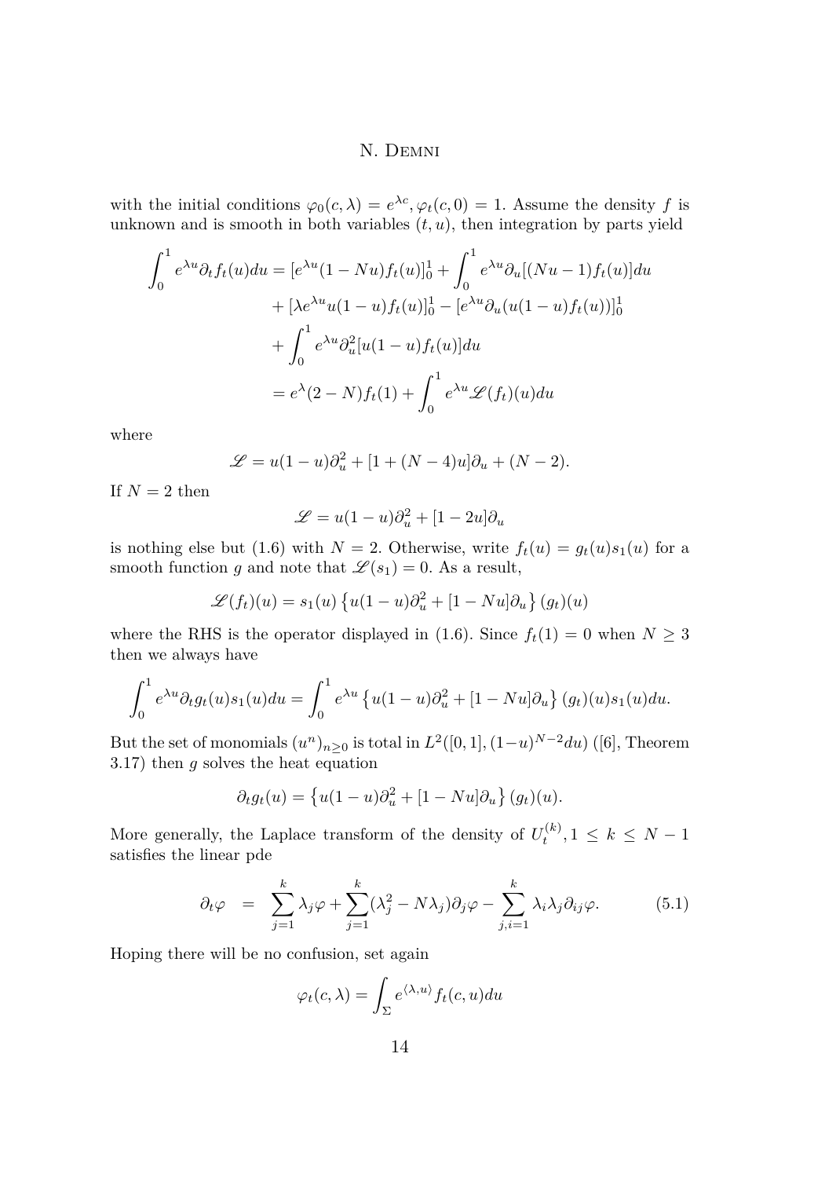with the initial conditions $\varphi_0(c,\lambda) = e^{\lambda c}, \varphi_t(c, 0) = 1$. Assume the density $f$ is unknown and is smooth in both variables $(t,u)$, then integration by parts yield

$$
\begin{aligned}
\int_0^1 e^{\lambda u}\partial_t f_t(u)du &= [e^{\lambda u}(1-Nu)f_t(u)]_0^1 + \int_0^1 e^{\lambda u}\partial_u[(Nu-1)f_t(u)]du \\
&+ [\lambda e^{\lambda u}u(1-u)f_t(u)]_0^1 - [e^{\lambda u}\partial_u(u(1-u)f_t(u))]_0^1 \\
&+ \int_0^1 e^{\lambda u}\partial_u^2[u(1-u)f_t(u)]du \\
&= e^{\lambda}(2-N)f_t(1) + \int_0^1 e^{\lambda u}\mathscr{L}(f_t)(u)du
\end{aligned}
$$

where

$$
\mathscr{L} = u(1-u)\partial_u^2 + [1+(N-4)u]\partial_u + (N-2).
$$

If $N=2$ then

$$
\mathscr{L} = u(1-u)\partial_u^2 + [1-2u]\partial_u
$$

is nothing else but (1.6) with $N=2$. Otherwise, write $f_t(u) = g_t(u)s_1(u)$ for a smooth function $g$ and note that $\mathscr{L}(s_1) = 0$. As a result,

$$
\mathscr{L}(f_t)(u) = s_1(u)\left\{u(1-u)\partial_u^2 + [1-Nu]\partial_u\right\}(g_t)(u)
$$

where the RHS is the operator displayed in (1.6). Since $f_t(1) = 0$ when $N \geq 3$ then we always have

$$
\int_0^1 e^{\lambda u}\partial_t g_t(u)s_1(u)du = \int_0^1 e^{\lambda u}\left\{u(1-u)\partial_u^2 + [1-Nu]\partial_u\right\}(g_t)(u)s_1(u)du.
$$

But the set of monomials $(u^n)_{n\geq 0}$ is total in $L^2([0,1],(1-u)^{N-2}du)$ ([6], Theorem 3.17) then $g$ solves the heat equation

$$
\partial_t g_t(u) = \left\{u(1-u)\partial_u^2 + [1-Nu]\partial_u\right\}(g_t)(u).
$$

More generally, the Laplace transform of the density of $U_t^{(k)}, 1 \leq k \leq N-1$ satisfies the linear pde

$$
\partial_t \varphi \quad = \quad \sum_{j=1}^k \lambda_j \varphi + \sum_{j=1}^k (\lambda_j^2 - N\lambda_j)\partial_j\varphi - \sum_{j,i=1}^k \lambda_i\lambda_j\partial_{ij}\varphi. \tag{5.1}
$$

Hoping there will be no confusion, set again

$$
\varphi_t(c,\lambda) = \int_\Sigma e^{\langle \lambda, u\rangle} f_t(c,u)du
$$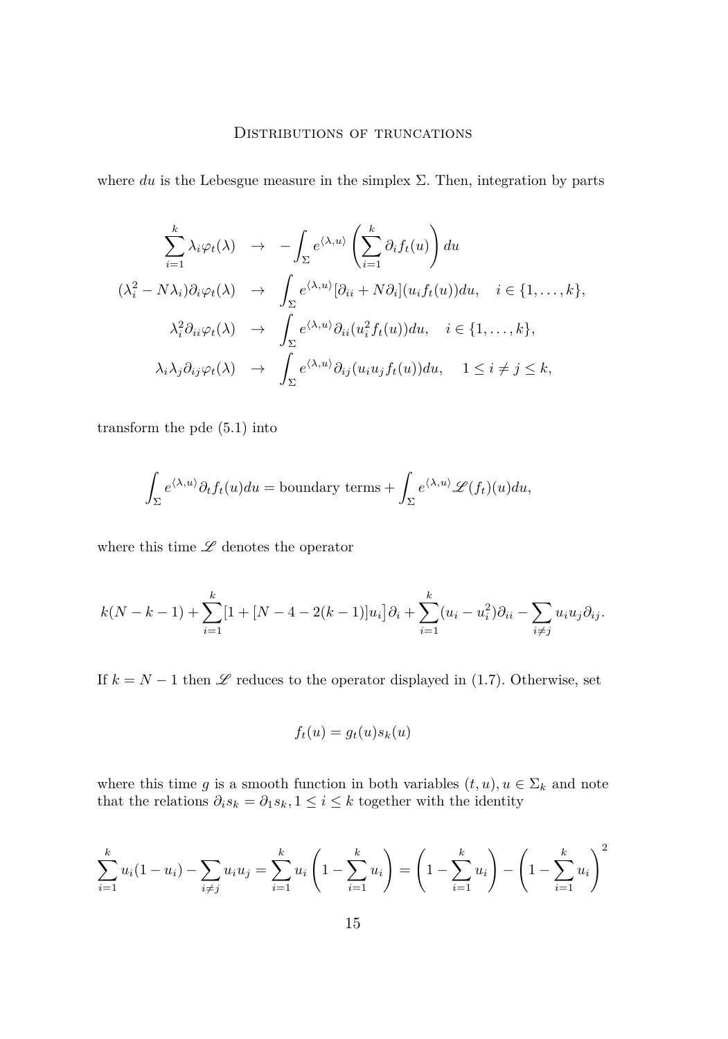where $du$ is the Lebesgue measure in the simplex $\Sigma$. Then, integration by parts

$$
\begin{array}{rcl}
\displaystyle\sum_{i=1}^{k} \lambda_i \varphi_t(\lambda) & \to & \displaystyle -\int_{\Sigma} e^{\langle \lambda, u \rangle} \left( \sum_{i=1}^{k} \partial_i f_t(u) \right) du \\
(\lambda_i^2 - N\lambda_i)\partial_i \varphi_t(\lambda) & \to & \displaystyle \int_{\Sigma} e^{\langle \lambda, u \rangle} [\partial_{ii} + N\partial_i](u_i f_t(u)) du, \quad i \in \{1, \ldots, k\}, \\
\lambda_i^2 \partial_{ii} \varphi_t(\lambda) & \to & \displaystyle \int_{\Sigma} e^{\langle \lambda, u \rangle} \partial_{ii}(u_i^2 f_t(u)) du, \quad i \in \{1, \ldots, k\}, \\
\lambda_i \lambda_j \partial_{ij} \varphi_t(\lambda) & \to & \displaystyle \int_{\Sigma} e^{\langle \lambda, u \rangle} \partial_{ij}(u_i u_j f_t(u)) du, \quad 1 \leq i \neq j \leq k,
\end{array}
$$

transform the pde (5.1) into

$$
\int_{\Sigma} e^{\langle \lambda, u \rangle} \partial_t f_t(u) du = \text{boundary terms} + \int_{\Sigma} e^{\langle \lambda, u \rangle} \mathscr{L}(f_t)(u) du,
$$

where this time $\mathscr{L}$ denotes the operator

$$
k(N-k-1) + \sum_{i=1}^{k} \left[1 + [N - 4 - 2(k-1)]u_i\right] \partial_i + \sum_{i=1}^{k} (u_i - u_i^2)\partial_{ii} - \sum_{i \neq j} u_i u_j \partial_{ij}.
$$

If $k = N - 1$ then $\mathscr{L}$ reduces to the operator displayed in (1.7). Otherwise, set

$$
f_t(u) = g_t(u) s_k(u)
$$

where this time $g$ is a smooth function in both variables $(t, u), u \in \Sigma_k$ and note that the relations $\partial_i s_k = \partial_1 s_k, 1 \leq i \leq k$ together with the identity

$$
\sum_{i=1}^{k} u_i(1 - u_i) - \sum_{i \neq j} u_i u_j = \sum_{i=1}^{k} u_i \left( 1 - \sum_{i=1}^{k} u_i \right) = \left( 1 - \sum_{i=1}^{k} u_i \right) - \left( 1 - \sum_{i=1}^{k} u_i \right)^2
$$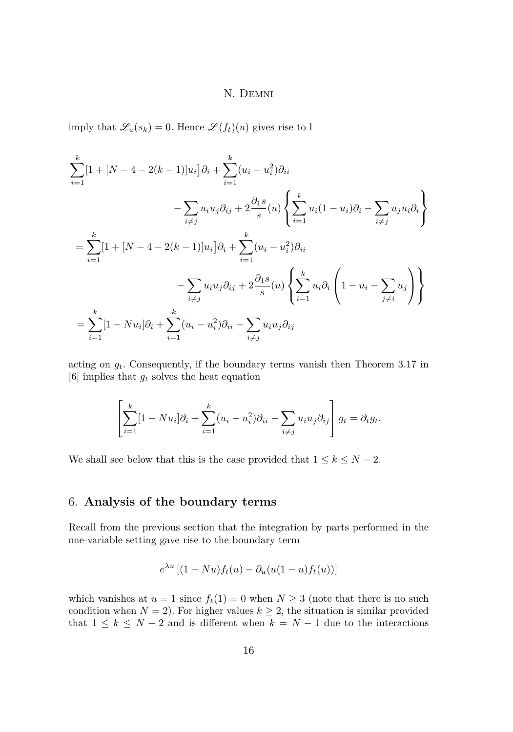imply that $\mathscr{L}_u(s_k) = 0$. Hence $\mathscr{L}(f_t)(u)$ gives rise to l

$$
\begin{aligned}
\sum_{i=1}^{k}\big[1 + [N-4-2(k-1)]u_i\big]\partial_i &+ \sum_{i=1}^{k}(u_i - u_i^2)\partial_{ii} \\
&- \sum_{i\neq j} u_iu_j\partial_{ij} + 2\frac{\partial_1 s}{s}(u)\left\{\sum_{i=1}^{k} u_i(1-u_i)\partial_i - \sum_{i\neq j} u_ju_i\partial_i\right\} \\
= \sum_{i=1}^{k}\big[1 + [N-4-2(k-1)]u_i\big]\partial_i &+ \sum_{i=1}^{k}(u_i - u_i^2)\partial_{ii} \\
&- \sum_{i\neq j} u_iu_j\partial_{ij} + 2\frac{\partial_1 s}{s}(u)\left\{\sum_{i=1}^{k} u_i\partial_i\left(1 - u_i - \sum_{j\neq i} u_j\right)\right\} \\
= \sum_{i=1}^{k}[1 - Nu_i]\partial_i + \sum_{i=1}^{k}&(u_i - u_i^2)\partial_{ii} - \sum_{i\neq j} u_iu_j\partial_{ij}
\end{aligned}
$$

acting on $g_t$. Consequently, if the boundary terms vanish then Theorem 3.17 in [6] implies that $g_t$ solves the heat equation

$$
\left[\sum_{i=1}^{k}[1 - Nu_i]\partial_i + \sum_{i=1}^{k}(u_i - u_i^2)\partial_{ii} - \sum_{i\neq j} u_iu_j\partial_{ij}\right] g_t = \partial_t g_t.
$$

We shall see below that this is the case provided that $1 \leq k \leq N-2$.

## 6. **Analysis of the boundary terms**

Recall from the previous section that the integration by parts performed in the one-variable setting gave rise to the boundary term

$$
e^{\lambda u}\left[(1 - Nu)f_t(u) - \partial_u(u(1-u)f_t(u))\right]
$$

which vanishes at $u = 1$ since $f_t(1) = 0$ when $N \geq 3$ (note that there is no such condition when $N = 2$). For higher values $k \geq 2$, the situation is similar provided that $1 \leq k \leq N-2$ and is different when $k = N-1$ due to the interactions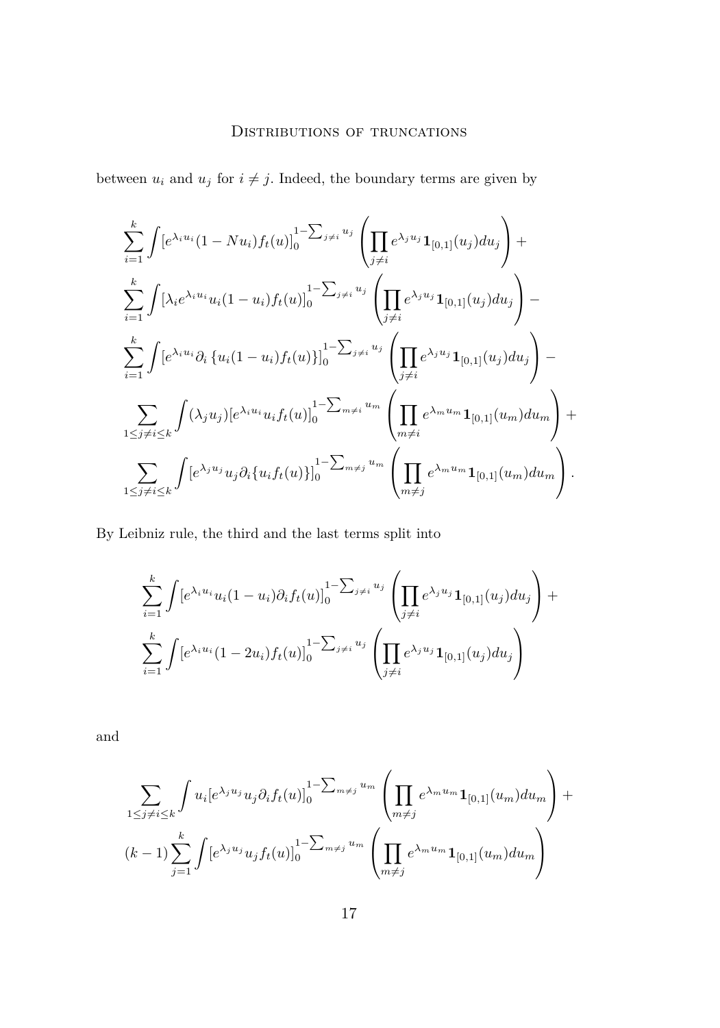between $u_i$ and $u_j$ for $i \neq j$. Indeed, the boundary terms are given by

$$
\begin{aligned}
&\sum_{i=1}^{k} \int [e^{\lambda_i u_i}(1-Nu_i)f_t(u)]_0^{1-\sum_{j\neq i} u_j} \left( \prod_{j\neq i} e^{\lambda_j u_j} \mathbf{1}_{[0,1]}(u_j) du_j \right) + \\
&\sum_{i=1}^{k} \int [\lambda_i e^{\lambda_i u_i} u_i (1-u_i) f_t(u)]_0^{1-\sum_{j\neq i} u_j} \left( \prod_{j\neq i} e^{\lambda_j u_j} \mathbf{1}_{[0,1]}(u_j) du_j \right) - \\
&\sum_{i=1}^{k} \int [e^{\lambda_i u_i} \partial_i \left\{ u_i(1-u_i) f_t(u) \right\}]_0^{1-\sum_{j\neq i} u_j} \left( \prod_{j\neq i} e^{\lambda_j u_j} \mathbf{1}_{[0,1]}(u_j) du_j \right) - \\
&\sum_{1\leq j\neq i\leq k} \int (\lambda_j u_j) [e^{\lambda_i u_i} u_i f_t(u)]_0^{1-\sum_{m\neq i} u_m} \left( \prod_{m\neq i} e^{\lambda_m u_m} \mathbf{1}_{[0,1]}(u_m) du_m \right) + \\
&\sum_{1\leq j\neq i\leq k} \int [e^{\lambda_j u_j} u_j \partial_i \{u_i f_t(u)\}]_0^{1-\sum_{m\neq j} u_m} \left( \prod_{m\neq j} e^{\lambda_m u_m} \mathbf{1}_{[0,1]}(u_m) du_m \right).
\end{aligned}
$$

By Leibniz rule, the third and the last terms split into

$$
\begin{aligned}
&\sum_{i=1}^{k} \int [e^{\lambda_i u_i} u_i (1-u_i) \partial_i f_t(u)]_0^{1-\sum_{j\neq i} u_j} \left( \prod_{j\neq i} e^{\lambda_j u_j} \mathbf{1}_{[0,1]}(u_j) du_j \right) + \\
&\sum_{i=1}^{k} \int [e^{\lambda_i u_i} (1-2u_i) f_t(u)]_0^{1-\sum_{j\neq i} u_j} \left( \prod_{j\neq i} e^{\lambda_j u_j} \mathbf{1}_{[0,1]}(u_j) du_j \right)
\end{aligned}
$$

and

$$
\begin{aligned}
&\sum_{1\leq j\neq i\leq k} \int u_i [e^{\lambda_j u_j} u_j \partial_i f_t(u)]_0^{1-\sum_{m\neq j} u_m} \left( \prod_{m\neq j} e^{\lambda_m u_m} \mathbf{1}_{[0,1]}(u_m) du_m \right) + \\
&(k-1) \sum_{j=1}^{k} \int [e^{\lambda_j u_j} u_j f_t(u)]_0^{1-\sum_{m\neq j} u_m} \left( \prod_{m\neq j} e^{\lambda_m u_m} \mathbf{1}_{[0,1]}(u_m) du_m \right)
\end{aligned}
$$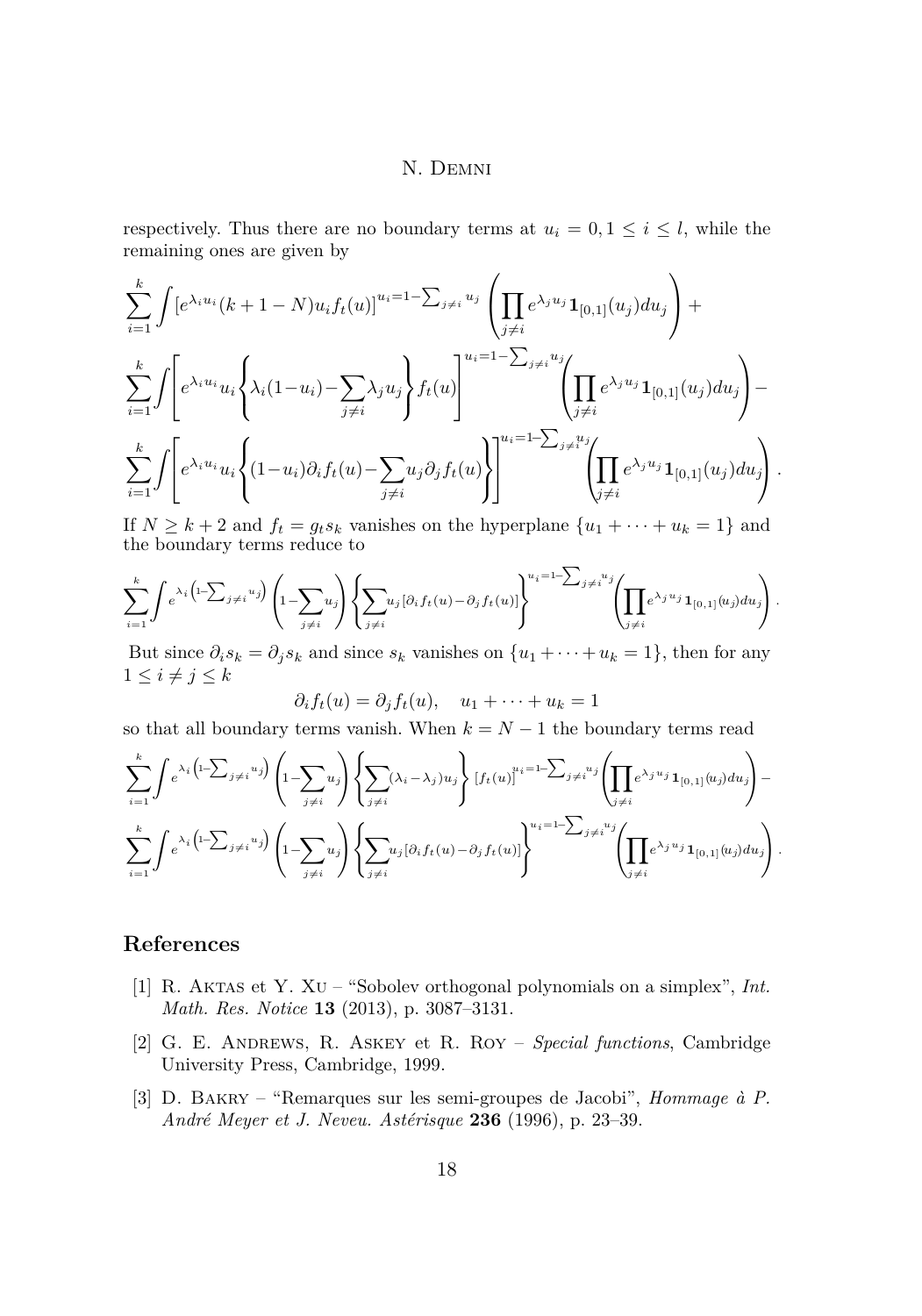respectively. Thus there are no boundary terms at $u_i = 0, 1 \leq i \leq l$, while the remaining ones are given by

$$\sum_{i=1}^{k} \int [e^{\lambda_i u_i}(k+1-N)u_i f_t(u)]^{u_i = 1 - \sum_{j\neq i} u_j} \left(\prod_{j\neq i} e^{\lambda_j u_j}\mathbf{1}_{[0,1]}(u_j)du_j\right) +$$

$$\sum_{i=1}^{k} \int \left[e^{\lambda_i u_i} u_i \left\{\lambda_i(1-u_i) - \sum_{j\neq i}\lambda_j u_j\right\} f_t(u)\right]^{u_i = 1 - \sum_{j\neq i} u_j} \left(\prod_{j\neq i} e^{\lambda_j u_j}\mathbf{1}_{[0,1]}(u_j)du_j\right) -$$

$$\sum_{i=1}^{k} \int \left[e^{\lambda_i u_i} u_i \left\{(1-u_i)\partial_i f_t(u) - \sum_{j\neq i} u_j \partial_j f_t(u)\right\}\right]^{u_i = 1 - \sum_{j\neq i} u_j} \left(\prod_{j\neq i} e^{\lambda_j u_j}\mathbf{1}_{[0,1]}(u_j)du_j\right).$$

If $N \geq k+2$ and $f_t = g_t s_k$ vanishes on the hyperplane $\{u_1 + \cdots + u_k = 1\}$ and the boundary terms reduce to

$$\sum_{i=1}^{k} \int e^{\lambda_i\left(1-\sum_{j\neq i} u_j\right)} \left(1 - \sum_{j\neq i} u_j\right) \left\{\sum_{j\neq i} u_j[\partial_i f_t(u) - \partial_j f_t(u)]\right\}^{u_i = 1 - \sum_{j\neq i} u_j} \left(\prod_{j\neq i} e^{\lambda_j u_j}\mathbf{1}_{[0,1]}(u_j)du_j\right).$$

But since $\partial_i s_k = \partial_j s_k$ and since $s_k$ vanishes on $\{u_1 + \cdots + u_k = 1\}$, then for any $1 \leq i \neq j \leq k$

$$\partial_i f_t(u) = \partial_j f_t(u), \quad u_1 + \cdots + u_k = 1$$

so that all boundary terms vanish. When $k = N-1$ the boundary terms read

$$\sum_{i=1}^{k} \int e^{\lambda_i\left(1-\sum_{j\neq i} u_j\right)} \left(1 - \sum_{j\neq i} u_j\right) \left\{\sum_{j\neq i} (\lambda_i - \lambda_j) u_j\right\} [f_t(u)]^{u_i = 1 - \sum_{j\neq i} u_j} \left(\prod_{j\neq i} e^{\lambda_j u_j}\mathbf{1}_{[0,1]}(u_j)du_j\right) -$$

$$\sum_{i=1}^{k} \int e^{\lambda_i\left(1-\sum_{j\neq i} u_j\right)} \left(1 - \sum_{j\neq i} u_j\right) \left\{\sum_{j\neq i} u_j[\partial_i f_t(u) - \partial_j f_t(u)]\right\}^{u_i = 1 - \sum_{j\neq i} u_j} \left(\prod_{j\neq i} e^{\lambda_j u_j}\mathbf{1}_{[0,1]}(u_j)du_j\right).$$

## References

[1] R. Aktas et Y. Xu – "Sobolev orthogonal polynomials on a simplex", *Int. Math. Res. Notice* **13** (2013), p. 3087–3131.

[2] G. E. Andrews, R. Askey et R. Roy – *Special functions*, Cambridge University Press, Cambridge, 1999.

[3] D. Bakry – "Remarques sur les semi-groupes de Jacobi", *Hommage à P. André Meyer et J. Neveu. Astérisque* **236** (1996), p. 23–39.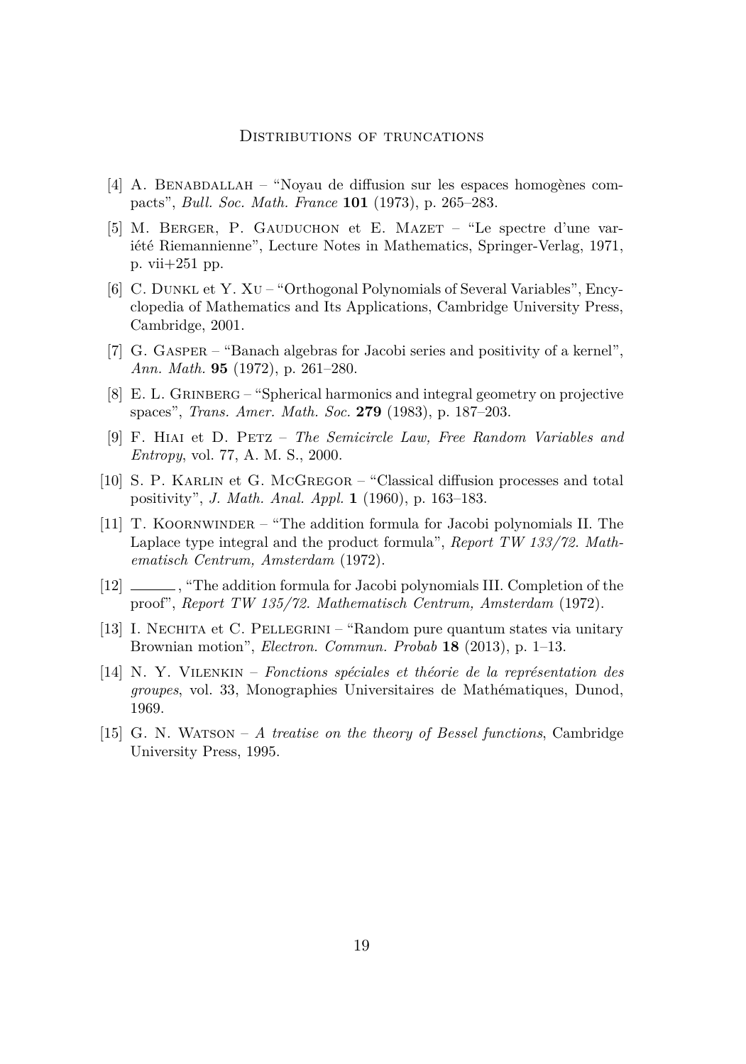[4] A. Benabdallah – "Noyau de diffusion sur les espaces homogènes compacts", *Bull. Soc. Math. France* **101** (1973), p. 265–283.

[5] M. Berger, P. Gauduchon et E. Mazet – "Le spectre d'une variété Riemannienne", Lecture Notes in Mathematics, Springer-Verlag, 1971, p. vii+251 pp.

[6] C. Dunkl et Y. Xu – "Orthogonal Polynomials of Several Variables", Encyclopedia of Mathematics and Its Applications, Cambridge University Press, Cambridge, 2001.

[7] G. Gasper – "Banach algebras for Jacobi series and positivity of a kernel", *Ann. Math.* **95** (1972), p. 261–280.

[8] E. L. Grinberg – "Spherical harmonics and integral geometry on projective spaces", *Trans. Amer. Math. Soc.* **279** (1983), p. 187–203.

[9] F. Hiai et D. Petz – *The Semicircle Law, Free Random Variables and Entropy*, vol. 77, A. M. S., 2000.

[10] S. P. Karlin et G. McGregor – "Classical diffusion processes and total positivity", *J. Math. Anal. Appl.* **1** (1960), p. 163–183.

[11] T. Koornwinder – "The addition formula for Jacobi polynomials II. The Laplace type integral and the product formula", *Report TW 133/72. Mathematisch Centrum, Amsterdam* (1972).

[12] ______, "The addition formula for Jacobi polynomials III. Completion of the proof", *Report TW 135/72. Mathematisch Centrum, Amsterdam* (1972).

[13] I. Nechita et C. Pellegrini – "Random pure quantum states via unitary Brownian motion", *Electron. Commun. Probab* **18** (2013), p. 1–13.

[14] N. Y. Vilenkin – *Fonctions spéciales et théorie de la représentation des groupes*, vol. 33, Monographies Universitaires de Mathématiques, Dunod, 1969.

[15] G. N. Watson – *A treatise on the theory of Bessel functions*, Cambridge University Press, 1995.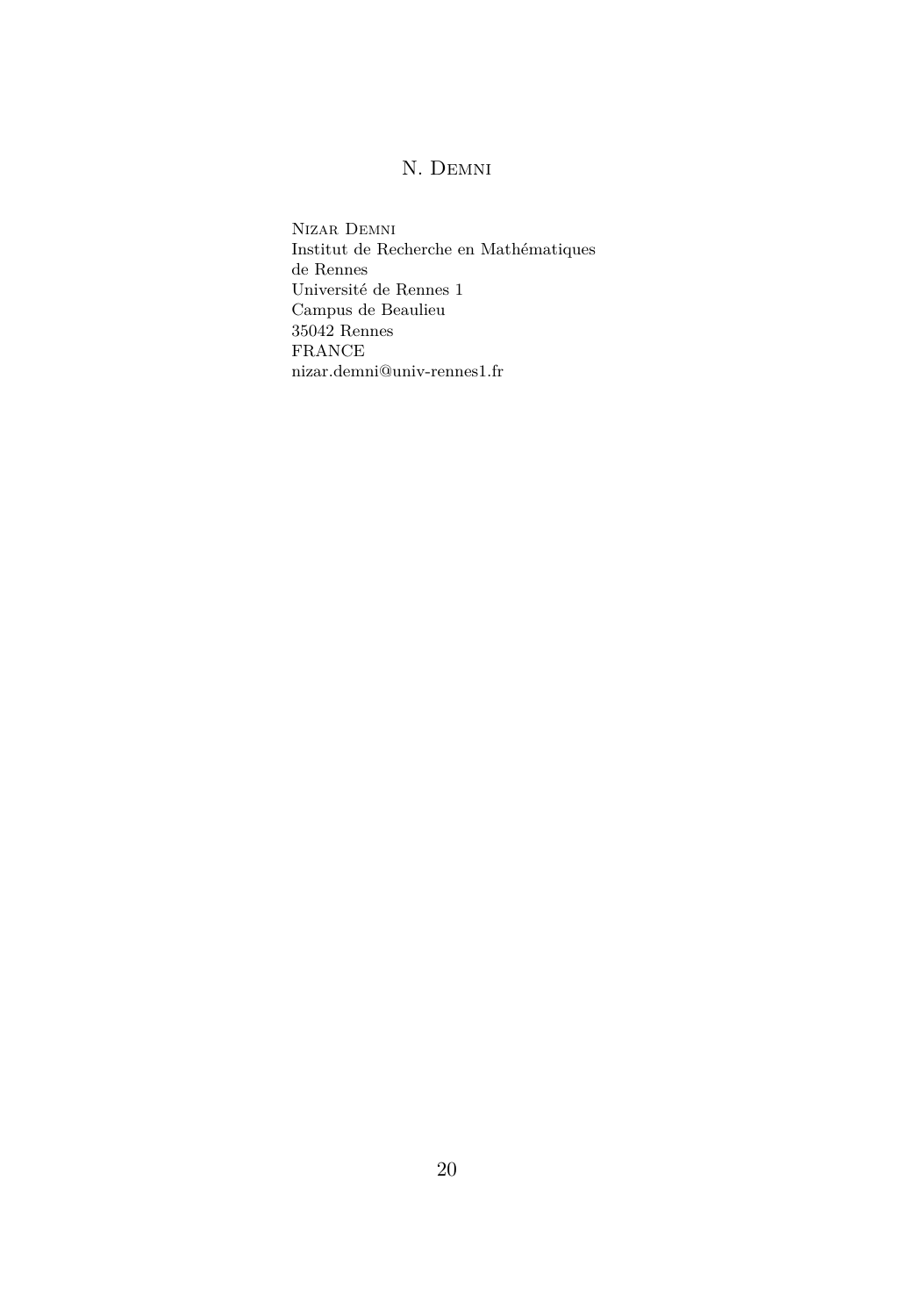Nizar Demni
Institut de Recherche en Mathématiques
de Rennes
Université de Rennes 1
Campus de Beaulieu
35042 Rennes
FRANCE
nizar.demni@univ-rennes1.fr